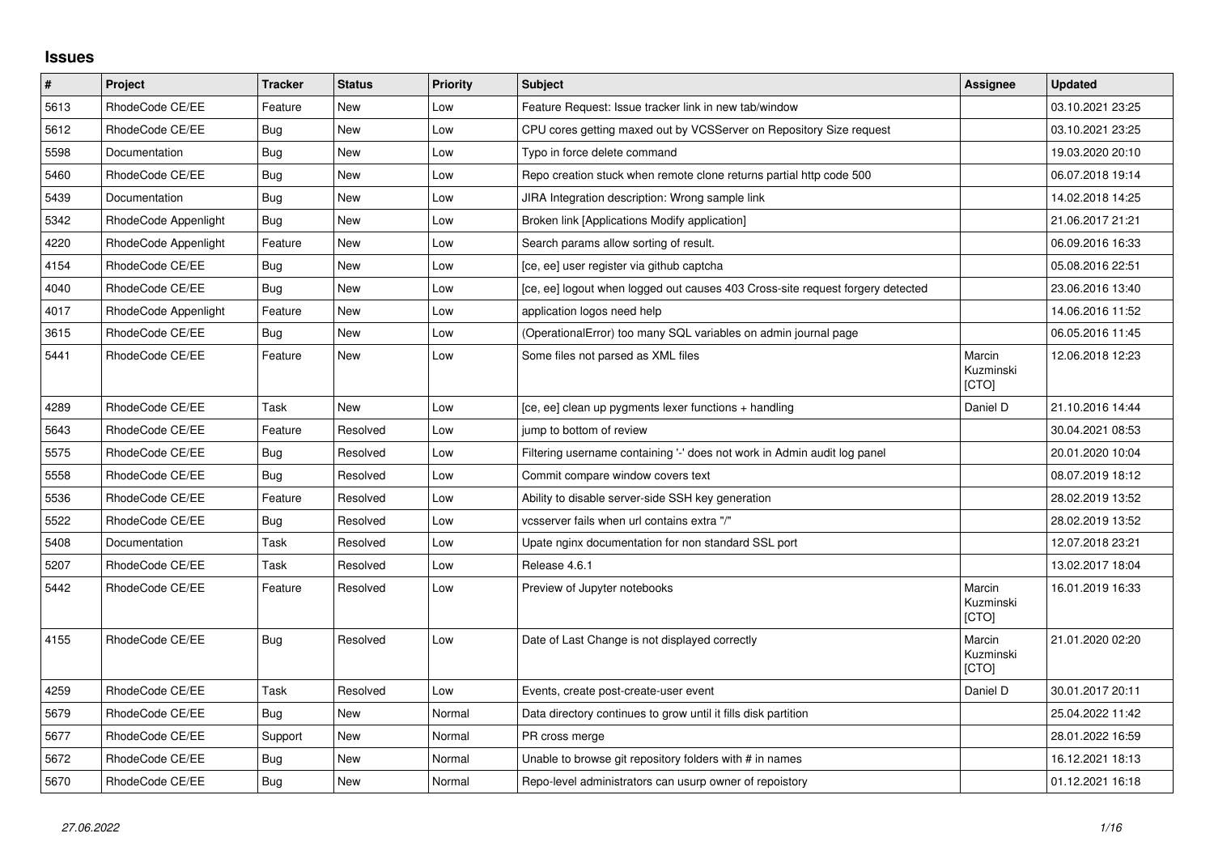# Issues

| # | Project | Tracker | Status | Priority | Subject | Assignee | Updated |
|---|---|---|---|---|---|---|---|
| 5613 | RhodeCode CE/EE | Feature | New | Low | Feature Request: Issue tracker link in new tab/window | | 03.10.2021 23:25 |
| 5612 | RhodeCode CE/EE | Bug | New | Low | CPU cores getting maxed out by VCSServer on Repository Size request | | 03.10.2021 23:25 |
| 5598 | Documentation | Bug | New | Low | Typo in force delete command | | 19.03.2020 20:10 |
| 5460 | RhodeCode CE/EE | Bug | New | Low | Repo creation stuck when remote clone returns partial http code 500 | | 06.07.2018 19:14 |
| 5439 | Documentation | Bug | New | Low | JIRA Integration description: Wrong sample link | | 14.02.2018 14:25 |
| 5342 | RhodeCode Appenlight | Bug | New | Low | Broken link [Applications Modify application] | | 21.06.2017 21:21 |
| 4220 | RhodeCode Appenlight | Feature | New | Low | Search params allow sorting of result. | | 06.09.2016 16:33 |
| 4154 | RhodeCode CE/EE | Bug | New | Low | [ce, ee] user register via github captcha | | 05.08.2016 22:51 |
| 4040 | RhodeCode CE/EE | Bug | New | Low | [ce, ee] logout when logged out causes 403 Cross-site request forgery detected | | 23.06.2016 13:40 |
| 4017 | RhodeCode Appenlight | Feature | New | Low | application logos need help | | 14.06.2016 11:52 |
| 3615 | RhodeCode CE/EE | Bug | New | Low | (OperationalError) too many SQL variables on admin journal page | | 06.05.2016 11:45 |
| 5441 | RhodeCode CE/EE | Feature | New | Low | Some files not parsed as XML files | Marcin Kuzminski [CTO] | 12.06.2018 12:23 |
| 4289 | RhodeCode CE/EE | Task | New | Low | [ce, ee] clean up pygments lexer functions + handling | Daniel D | 21.10.2016 14:44 |
| 5643 | RhodeCode CE/EE | Feature | Resolved | Low | jump to bottom of review | | 30.04.2021 08:53 |
| 5575 | RhodeCode CE/EE | Bug | Resolved | Low | Filtering username containing '-' does not work in Admin audit log panel | | 20.01.2020 10:04 |
| 5558 | RhodeCode CE/EE | Bug | Resolved | Low | Commit compare window covers text | | 08.07.2019 18:12 |
| 5536 | RhodeCode CE/EE | Feature | Resolved | Low | Ability to disable server-side SSH key generation | | 28.02.2019 13:52 |
| 5522 | RhodeCode CE/EE | Bug | Resolved | Low | vcsserver fails when url contains extra "/" | | 28.02.2019 13:52 |
| 5408 | Documentation | Task | Resolved | Low | Upate nginx documentation for non standard SSL port | | 12.07.2018 23:21 |
| 5207 | RhodeCode CE/EE | Task | Resolved | Low | Release 4.6.1 | | 13.02.2017 18:04 |
| 5442 | RhodeCode CE/EE | Feature | Resolved | Low | Preview of Jupyter notebooks | Marcin Kuzminski [CTO] | 16.01.2019 16:33 |
| 4155 | RhodeCode CE/EE | Bug | Resolved | Low | Date of Last Change is not displayed correctly | Marcin Kuzminski [CTO] | 21.01.2020 02:20 |
| 4259 | RhodeCode CE/EE | Task | Resolved | Low | Events, create post-create-user event | Daniel D | 30.01.2017 20:11 |
| 5679 | RhodeCode CE/EE | Bug | New | Normal | Data directory continues to grow until it fills disk partition | | 25.04.2022 11:42 |
| 5677 | RhodeCode CE/EE | Support | New | Normal | PR cross merge | | 28.01.2022 16:59 |
| 5672 | RhodeCode CE/EE | Bug | New | Normal | Unable to browse git repository folders with # in names | | 16.12.2021 18:13 |
| 5670 | RhodeCode CE/EE | Bug | New | Normal | Repo-level administrators can usurp owner of repoistory | | 01.12.2021 16:18 |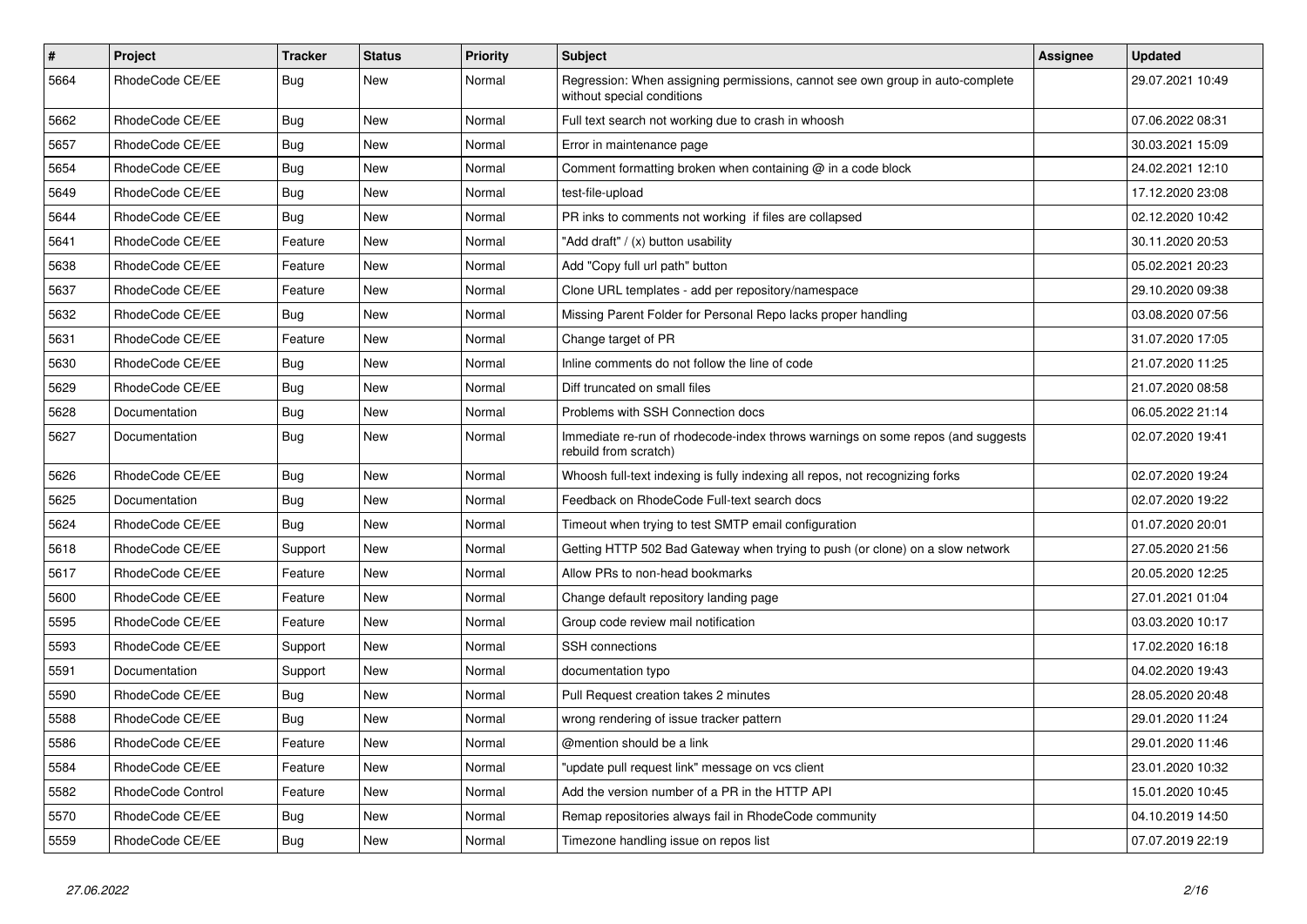| # | Project | Tracker | Status | Priority | Subject | Assignee | Updated |
|---|---|---|---|---|---|---|---|
| 5664 | RhodeCode CE/EE | Bug | New | Normal | Regression: When assigning permissions, cannot see own group in auto-complete without special conditions | | 29.07.2021 10:49 |
| 5662 | RhodeCode CE/EE | Bug | New | Normal | Full text search not working due to crash in whoosh | | 07.06.2022 08:31 |
| 5657 | RhodeCode CE/EE | Bug | New | Normal | Error in maintenance page | | 30.03.2021 15:09 |
| 5654 | RhodeCode CE/EE | Bug | New | Normal | Comment formatting broken when containing @ in a code block | | 24.02.2021 12:10 |
| 5649 | RhodeCode CE/EE | Bug | New | Normal | test-file-upload | | 17.12.2020 23:08 |
| 5644 | RhodeCode CE/EE | Bug | New | Normal | PR inks to comments not working if files are collapsed | | 02.12.2020 10:42 |
| 5641 | RhodeCode CE/EE | Feature | New | Normal | "Add draft" / (x) button usability | | 30.11.2020 20:53 |
| 5638 | RhodeCode CE/EE | Feature | New | Normal | Add "Copy full url path" button | | 05.02.2021 20:23 |
| 5637 | RhodeCode CE/EE | Feature | New | Normal | Clone URL templates - add per repository/namespace | | 29.10.2020 09:38 |
| 5632 | RhodeCode CE/EE | Bug | New | Normal | Missing Parent Folder for Personal Repo lacks proper handling | | 03.08.2020 07:56 |
| 5631 | RhodeCode CE/EE | Feature | New | Normal | Change target of PR | | 31.07.2020 17:05 |
| 5630 | RhodeCode CE/EE | Bug | New | Normal | Inline comments do not follow the line of code | | 21.07.2020 11:25 |
| 5629 | RhodeCode CE/EE | Bug | New | Normal | Diff truncated on small files | | 21.07.2020 08:58 |
| 5628 | Documentation | Bug | New | Normal | Problems with SSH Connection docs | | 06.05.2022 21:14 |
| 5627 | Documentation | Bug | New | Normal | Immediate re-run of rhodecode-index throws warnings on some repos (and suggests rebuild from scratch) | | 02.07.2020 19:41 |
| 5626 | RhodeCode CE/EE | Bug | New | Normal | Whoosh full-text indexing is fully indexing all repos, not recognizing forks | | 02.07.2020 19:24 |
| 5625 | Documentation | Bug | New | Normal | Feedback on RhodeCode Full-text search docs | | 02.07.2020 19:22 |
| 5624 | RhodeCode CE/EE | Bug | New | Normal | Timeout when trying to test SMTP email configuration | | 01.07.2020 20:01 |
| 5618 | RhodeCode CE/EE | Support | New | Normal | Getting HTTP 502 Bad Gateway when trying to push (or clone) on a slow network | | 27.05.2020 21:56 |
| 5617 | RhodeCode CE/EE | Feature | New | Normal | Allow PRs to non-head bookmarks | | 20.05.2020 12:25 |
| 5600 | RhodeCode CE/EE | Feature | New | Normal | Change default repository landing page | | 27.01.2021 01:04 |
| 5595 | RhodeCode CE/EE | Feature | New | Normal | Group code review mail notification | | 03.03.2020 10:17 |
| 5593 | RhodeCode CE/EE | Support | New | Normal | SSH connections | | 17.02.2020 16:18 |
| 5591 | Documentation | Support | New | Normal | documentation typo | | 04.02.2020 19:43 |
| 5590 | RhodeCode CE/EE | Bug | New | Normal | Pull Request creation takes 2 minutes | | 28.05.2020 20:48 |
| 5588 | RhodeCode CE/EE | Bug | New | Normal | wrong rendering of issue tracker pattern | | 29.01.2020 11:24 |
| 5586 | RhodeCode CE/EE | Feature | New | Normal | @mention should be a link | | 29.01.2020 11:46 |
| 5584 | RhodeCode CE/EE | Feature | New | Normal | "update pull request link" message on vcs client | | 23.01.2020 10:32 |
| 5582 | RhodeCode Control | Feature | New | Normal | Add the version number of a PR in the HTTP API | | 15.01.2020 10:45 |
| 5570 | RhodeCode CE/EE | Bug | New | Normal | Remap repositories always fail in RhodeCode community | | 04.10.2019 14:50 |
| 5559 | RhodeCode CE/EE | Bug | New | Normal | Timezone handling issue on repos list | | 07.07.2019 22:19 |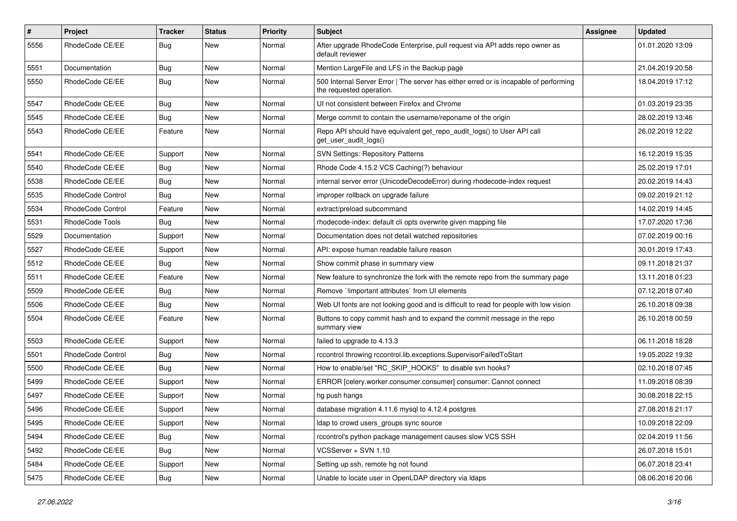| # | Project | Tracker | Status | Priority | Subject | Assignee | Updated |
|---|---|---|---|---|---|---|---|
| 5556 | RhodeCode CE/EE | Bug | New | Normal | After upgrade RhodeCode Enterprise, pull request via API adds repo owner as default reviewer | | 01.01.2020 13:09 |
| 5551 | Documentation | Bug | New | Normal | Mention LargeFile and LFS in the Backup page | | 21.04.2019 20:58 |
| 5550 | RhodeCode CE/EE | Bug | New | Normal | 500 Internal Server Error \| The server has either erred or is incapable of performing the requested operation. | | 18.04.2019 17:12 |
| 5547 | RhodeCode CE/EE | Bug | New | Normal | UI not consistent between Firefox and Chrome | | 01.03.2019 23:35 |
| 5545 | RhodeCode CE/EE | Bug | New | Normal | Merge commit to contain the username/reponame of the origin | | 28.02.2019 13:46 |
| 5543 | RhodeCode CE/EE | Feature | New | Normal | Repo API should have equivalent get_repo_audit_logs() to User API call get_user_audit_logs() | | 26.02.2019 12:22 |
| 5541 | RhodeCode CE/EE | Support | New | Normal | SVN Settings: Repository Patterns | | 16.12.2019 15:35 |
| 5540 | RhodeCode CE/EE | Bug | New | Normal | Rhode Code 4.15.2 VCS Caching(?) behaviour | | 25.02.2019 17:01 |
| 5538 | RhodeCode CE/EE | Bug | New | Normal | internal server error (UnicodeDecodeError) during rhodecode-index request | | 20.02.2019 14:43 |
| 5535 | RhodeCode Control | Bug | New | Normal | improper rollback on upgrade failure | | 09.02.2019 21:12 |
| 5534 | RhodeCode Control | Feature | New | Normal | extract/preload subcommand | | 14.02.2019 14:45 |
| 5531 | RhodeCode Tools | Bug | New | Normal | rhodecode-index: default cli opts overwrite given mapping file | | 17.07.2020 17:36 |
| 5529 | Documentation | Support | New | Normal | Documentation does not detail watched repositories | | 07.02.2019 00:16 |
| 5527 | RhodeCode CE/EE | Support | New | Normal | API: expose human readable failure reason | | 30.01.2019 17:43 |
| 5512 | RhodeCode CE/EE | Bug | New | Normal | Show commit phase in summary view | | 09.11.2018 21:37 |
| 5511 | RhodeCode CE/EE | Feature | New | Normal | New feature to synchronize the fork with the remote repo from the summary page | | 13.11.2018 01:23 |
| 5509 | RhodeCode CE/EE | Bug | New | Normal | Remove `!important attributes` from UI elements | | 07.12.2018 07:40 |
| 5506 | RhodeCode CE/EE | Bug | New | Normal | Web UI fonts are not looking good and is difficult to read for people with low vision | | 26.10.2018 09:38 |
| 5504 | RhodeCode CE/EE | Feature | New | Normal | Buttons to copy commit hash and to expand the commit message in the repo summary view | | 26.10.2018 00:59 |
| 5503 | RhodeCode CE/EE | Support | New | Normal | failed to upgrade to 4.13.3 | | 06.11.2018 18:28 |
| 5501 | RhodeCode Control | Bug | New | Normal | rccontrol throwing rccontrol.lib.exceptions.SupervisorFailedToStart | | 19.05.2022 19:32 |
| 5500 | RhodeCode CE/EE | Bug | New | Normal | How to enable/set "RC_SKIP_HOOKS" to disable svn hooks? | | 02.10.2018 07:45 |
| 5499 | RhodeCode CE/EE | Support | New | Normal | ERROR [celery.worker.consumer.consumer] consumer: Cannot connect | | 11.09.2018 08:39 |
| 5497 | RhodeCode CE/EE | Support | New | Normal | hg push hangs | | 30.08.2018 22:15 |
| 5496 | RhodeCode CE/EE | Support | New | Normal | database migration 4.11.6 mysql to 4.12.4 postgres | | 27.08.2018 21:17 |
| 5495 | RhodeCode CE/EE | Support | New | Normal | ldap to crowd users_groups sync source | | 10.09.2018 22:09 |
| 5494 | RhodeCode CE/EE | Bug | New | Normal | rccontrol's python package management causes slow VCS SSH | | 02.04.2019 11:56 |
| 5492 | RhodeCode CE/EE | Bug | New | Normal | VCSServer + SVN 1.10 | | 26.07.2018 15:01 |
| 5484 | RhodeCode CE/EE | Support | New | Normal | Setting up ssh, remote hg not found | | 06.07.2018 23:41 |
| 5475 | RhodeCode CE/EE | Bug | New | Normal | Unable to locate user in OpenLDAP directory via ldaps | | 08.06.2018 20:06 |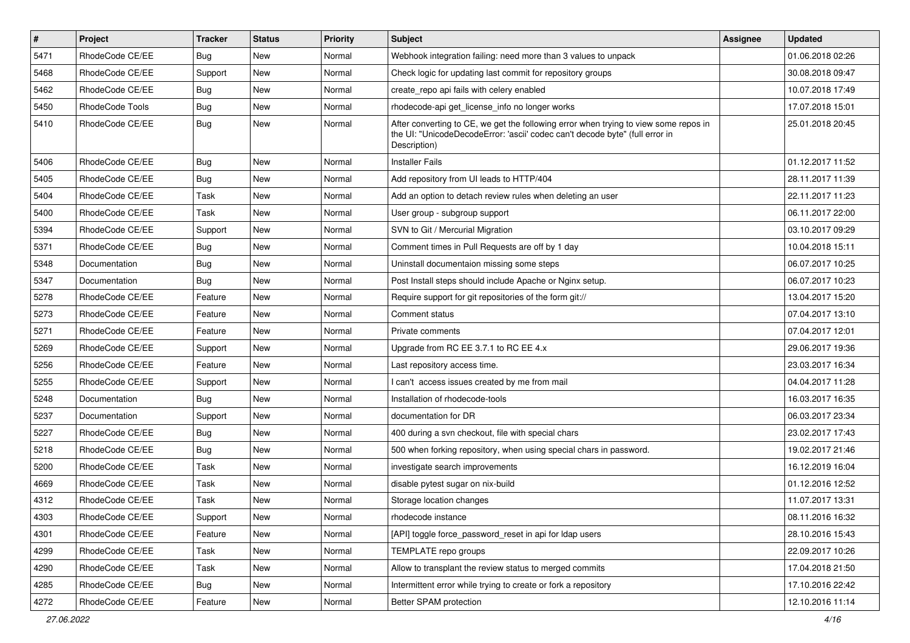| # | Project | Tracker | Status | Priority | Subject | Assignee | Updated |
|---|---|---|---|---|---|---|---|
| 5471 | RhodeCode CE/EE | Bug | New | Normal | Webhook integration failing: need more than 3 values to unpack | | 01.06.2018 02:26 |
| 5468 | RhodeCode CE/EE | Support | New | Normal | Check logic for updating last commit for repository groups | | 30.08.2018 09:47 |
| 5462 | RhodeCode CE/EE | Bug | New | Normal | create_repo api fails with celery enabled | | 10.07.2018 17:49 |
| 5450 | RhodeCode Tools | Bug | New | Normal | rhodecode-api get_license_info no longer works | | 17.07.2018 15:01 |
| 5410 | RhodeCode CE/EE | Bug | New | Normal | After converting to CE, we get the following error when trying to view some repos in the UI: "UnicodeDecodeError: 'ascii' codec can't decode byte" (full error in Description) | | 25.01.2018 20:45 |
| 5406 | RhodeCode CE/EE | Bug | New | Normal | Installer Fails | | 01.12.2017 11:52 |
| 5405 | RhodeCode CE/EE | Bug | New | Normal | Add repository from UI leads to HTTP/404 | | 28.11.2017 11:39 |
| 5404 | RhodeCode CE/EE | Task | New | Normal | Add an option to detach review rules when deleting an user | | 22.11.2017 11:23 |
| 5400 | RhodeCode CE/EE | Task | New | Normal | User group - subgroup support | | 06.11.2017 22:00 |
| 5394 | RhodeCode CE/EE | Support | New | Normal | SVN to Git / Mercurial Migration | | 03.10.2017 09:29 |
| 5371 | RhodeCode CE/EE | Bug | New | Normal | Comment times in Pull Requests are off by 1 day | | 10.04.2018 15:11 |
| 5348 | Documentation | Bug | New | Normal | Uninstall documentaion missing some steps | | 06.07.2017 10:25 |
| 5347 | Documentation | Bug | New | Normal | Post Install steps should include Apache or Nginx setup. | | 06.07.2017 10:23 |
| 5278 | RhodeCode CE/EE | Feature | New | Normal | Require support for git repositories of the form git:// | | 13.04.2017 15:20 |
| 5273 | RhodeCode CE/EE | Feature | New | Normal | Comment status | | 07.04.2017 13:10 |
| 5271 | RhodeCode CE/EE | Feature | New | Normal | Private comments | | 07.04.2017 12:01 |
| 5269 | RhodeCode CE/EE | Support | New | Normal | Upgrade from RC EE 3.7.1 to RC EE 4.x | | 29.06.2017 19:36 |
| 5256 | RhodeCode CE/EE | Feature | New | Normal | Last repository access time. | | 23.03.2017 16:34 |
| 5255 | RhodeCode CE/EE | Support | New | Normal | I can't access issues created by me from mail | | 04.04.2017 11:28 |
| 5248 | Documentation | Bug | New | Normal | Installation of rhodecode-tools | | 16.03.2017 16:35 |
| 5237 | Documentation | Support | New | Normal | documentation for DR | | 06.03.2017 23:34 |
| 5227 | RhodeCode CE/EE | Bug | New | Normal | 400 during a svn checkout, file with special chars | | 23.02.2017 17:43 |
| 5218 | RhodeCode CE/EE | Bug | New | Normal | 500 when forking repository, when using special chars in password. | | 19.02.2017 21:46 |
| 5200 | RhodeCode CE/EE | Task | New | Normal | investigate search improvements | | 16.12.2019 16:04 |
| 4669 | RhodeCode CE/EE | Task | New | Normal | disable pytest sugar on nix-build | | 01.12.2016 12:52 |
| 4312 | RhodeCode CE/EE | Task | New | Normal | Storage location changes | | 11.07.2017 13:31 |
| 4303 | RhodeCode CE/EE | Support | New | Normal | rhodecode instance | | 08.11.2016 16:32 |
| 4301 | RhodeCode CE/EE | Feature | New | Normal | [API] toggle force_password_reset in api for ldap users | | 28.10.2016 15:43 |
| 4299 | RhodeCode CE/EE | Task | New | Normal | TEMPLATE repo groups | | 22.09.2017 10:26 |
| 4290 | RhodeCode CE/EE | Task | New | Normal | Allow to transplant the review status to merged commits | | 17.04.2018 21:50 |
| 4285 | RhodeCode CE/EE | Bug | New | Normal | Intermittent error while trying to create or fork a repository | | 17.10.2016 22:42 |
| 4272 | RhodeCode CE/EE | Feature | New | Normal | Better SPAM protection | | 12.10.2016 11:14 |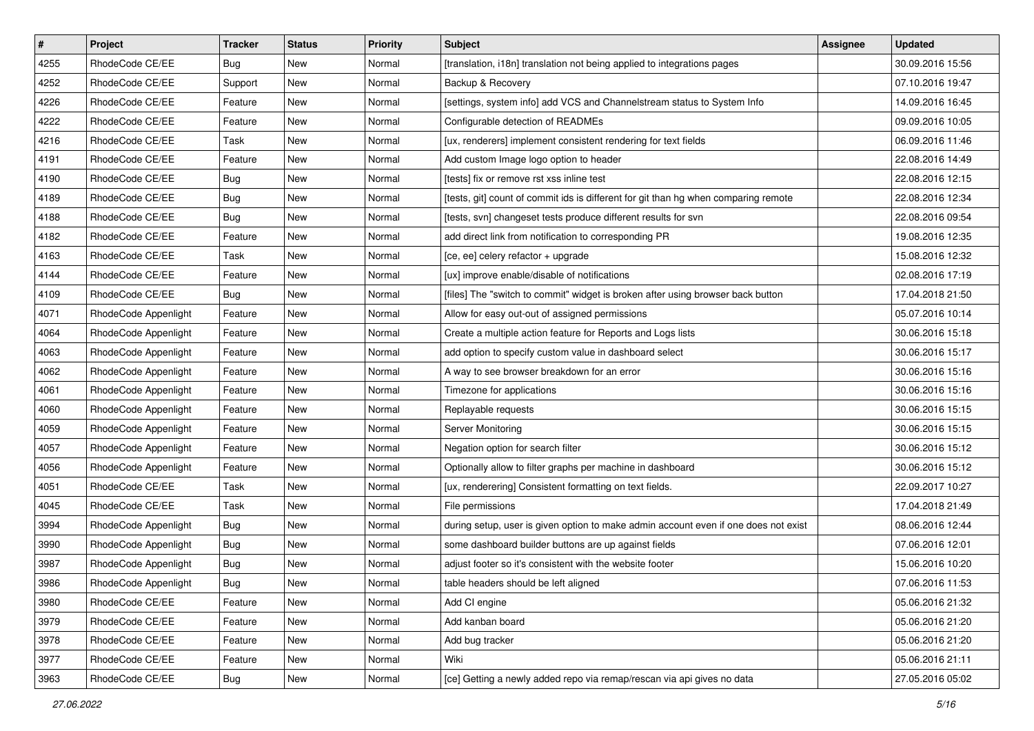| # | Project | Tracker | Status | Priority | Subject | Assignee | Updated |
|---|---|---|---|---|---|---|---|
| 4255 | RhodeCode CE/EE | Bug | New | Normal | [translation, i18n] translation not being applied to integrations pages | | 30.09.2016 15:56 |
| 4252 | RhodeCode CE/EE | Support | New | Normal | Backup & Recovery | | 07.10.2016 19:47 |
| 4226 | RhodeCode CE/EE | Feature | New | Normal | [settings, system info] add VCS and Channelstream status to System Info | | 14.09.2016 16:45 |
| 4222 | RhodeCode CE/EE | Feature | New | Normal | Configurable detection of READMEs | | 09.09.2016 10:05 |
| 4216 | RhodeCode CE/EE | Task | New | Normal | [ux, renderers] implement consistent rendering for text fields | | 06.09.2016 11:46 |
| 4191 | RhodeCode CE/EE | Feature | New | Normal | Add custom Image logo option to header | | 22.08.2016 14:49 |
| 4190 | RhodeCode CE/EE | Bug | New | Normal | [tests] fix or remove rst xss inline test | | 22.08.2016 12:15 |
| 4189 | RhodeCode CE/EE | Bug | New | Normal | [tests, git] count of commit ids is different for git than hg when comparing remote | | 22.08.2016 12:34 |
| 4188 | RhodeCode CE/EE | Bug | New | Normal | [tests, svn] changeset tests produce different results for svn | | 22.08.2016 09:54 |
| 4182 | RhodeCode CE/EE | Feature | New | Normal | add direct link from notification to corresponding PR | | 19.08.2016 12:35 |
| 4163 | RhodeCode CE/EE | Task | New | Normal | [ce, ee] celery refactor + upgrade | | 15.08.2016 12:32 |
| 4144 | RhodeCode CE/EE | Feature | New | Normal | [ux] improve enable/disable of notifications | | 02.08.2016 17:19 |
| 4109 | RhodeCode CE/EE | Bug | New | Normal | [files] The "switch to commit" widget is broken after using browser back button | | 17.04.2018 21:50 |
| 4071 | RhodeCode Appenlight | Feature | New | Normal | Allow for easy out-out of assigned permissions | | 05.07.2016 10:14 |
| 4064 | RhodeCode Appenlight | Feature | New | Normal | Create a multiple action feature for Reports and Logs lists | | 30.06.2016 15:18 |
| 4063 | RhodeCode Appenlight | Feature | New | Normal | add option to specify custom value in dashboard select | | 30.06.2016 15:17 |
| 4062 | RhodeCode Appenlight | Feature | New | Normal | A way to see browser breakdown for an error | | 30.06.2016 15:16 |
| 4061 | RhodeCode Appenlight | Feature | New | Normal | Timezone for applications | | 30.06.2016 15:16 |
| 4060 | RhodeCode Appenlight | Feature | New | Normal | Replayable requests | | 30.06.2016 15:15 |
| 4059 | RhodeCode Appenlight | Feature | New | Normal | Server Monitoring | | 30.06.2016 15:15 |
| 4057 | RhodeCode Appenlight | Feature | New | Normal | Negation option for search filter | | 30.06.2016 15:12 |
| 4056 | RhodeCode Appenlight | Feature | New | Normal | Optionally allow to filter graphs per machine in dashboard | | 30.06.2016 15:12 |
| 4051 | RhodeCode CE/EE | Task | New | Normal | [ux, renderering] Consistent formatting on text fields. | | 22.09.2017 10:27 |
| 4045 | RhodeCode CE/EE | Task | New | Normal | File permissions | | 17.04.2018 21:49 |
| 3994 | RhodeCode Appenlight | Bug | New | Normal | during setup, user is given option to make admin account even if one does not exist | | 08.06.2016 12:44 |
| 3990 | RhodeCode Appenlight | Bug | New | Normal | some dashboard builder buttons are up against fields | | 07.06.2016 12:01 |
| 3987 | RhodeCode Appenlight | Bug | New | Normal | adjust footer so it's consistent with the website footer | | 15.06.2016 10:20 |
| 3986 | RhodeCode Appenlight | Bug | New | Normal | table headers should be left aligned | | 07.06.2016 11:53 |
| 3980 | RhodeCode CE/EE | Feature | New | Normal | Add CI engine | | 05.06.2016 21:32 |
| 3979 | RhodeCode CE/EE | Feature | New | Normal | Add kanban board | | 05.06.2016 21:20 |
| 3978 | RhodeCode CE/EE | Feature | New | Normal | Add bug tracker | | 05.06.2016 21:20 |
| 3977 | RhodeCode CE/EE | Feature | New | Normal | Wiki | | 05.06.2016 21:11 |
| 3963 | RhodeCode CE/EE | Bug | New | Normal | [ce] Getting a newly added repo via remap/rescan via api gives no data | | 27.05.2016 05:02 |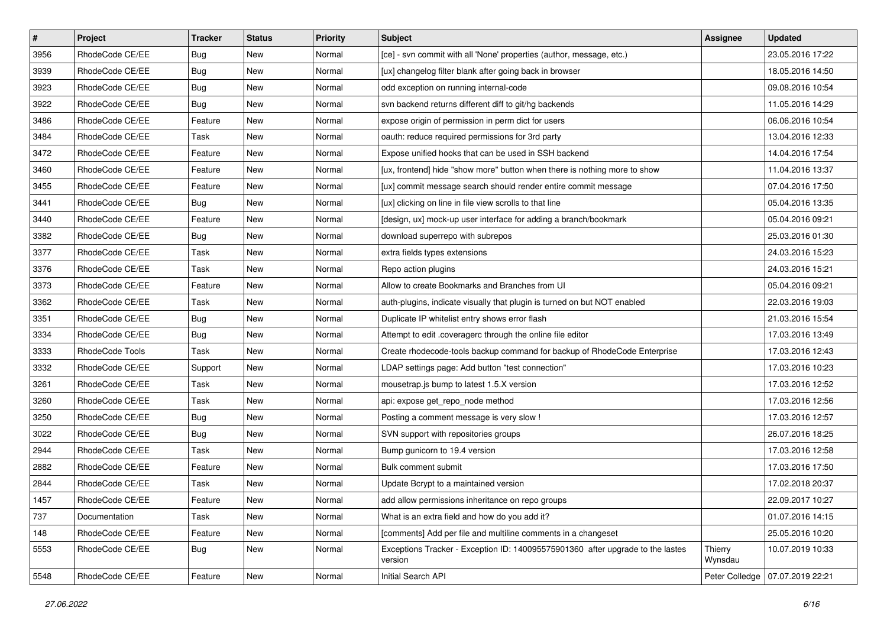| # | Project | Tracker | Status | Priority | Subject | Assignee | Updated |
|---|---|---|---|---|---|---|---|
| 3956 | RhodeCode CE/EE | Bug | New | Normal | [ce] - svn commit with all 'None' properties (author, message, etc.) | | 23.05.2016 17:22 |
| 3939 | RhodeCode CE/EE | Bug | New | Normal | [ux] changelog filter blank after going back in browser | | 18.05.2016 14:50 |
| 3923 | RhodeCode CE/EE | Bug | New | Normal | odd exception on running internal-code | | 09.08.2016 10:54 |
| 3922 | RhodeCode CE/EE | Bug | New | Normal | svn backend returns different diff to git/hg backends | | 11.05.2016 14:29 |
| 3486 | RhodeCode CE/EE | Feature | New | Normal | expose origin of permission in perm dict for users | | 06.06.2016 10:54 |
| 3484 | RhodeCode CE/EE | Task | New | Normal | oauth: reduce required permissions for 3rd party | | 13.04.2016 12:33 |
| 3472 | RhodeCode CE/EE | Feature | New | Normal | Expose unified hooks that can be used in SSH backend | | 14.04.2016 17:54 |
| 3460 | RhodeCode CE/EE | Feature | New | Normal | [ux, frontend] hide "show more" button when there is nothing more to show | | 11.04.2016 13:37 |
| 3455 | RhodeCode CE/EE | Feature | New | Normal | [ux] commit message search should render entire commit message | | 07.04.2016 17:50 |
| 3441 | RhodeCode CE/EE | Bug | New | Normal | [ux] clicking on line in file view scrolls to that line | | 05.04.2016 13:35 |
| 3440 | RhodeCode CE/EE | Feature | New | Normal | [design, ux] mock-up user interface for adding a branch/bookmark | | 05.04.2016 09:21 |
| 3382 | RhodeCode CE/EE | Bug | New | Normal | download superrepo with subrepos | | 25.03.2016 01:30 |
| 3377 | RhodeCode CE/EE | Task | New | Normal | extra fields types extensions | | 24.03.2016 15:23 |
| 3376 | RhodeCode CE/EE | Task | New | Normal | Repo action plugins | | 24.03.2016 15:21 |
| 3373 | RhodeCode CE/EE | Feature | New | Normal | Allow to create Bookmarks and Branches from UI | | 05.04.2016 09:21 |
| 3362 | RhodeCode CE/EE | Task | New | Normal | auth-plugins, indicate visually that plugin is turned on but NOT enabled | | 22.03.2016 19:03 |
| 3351 | RhodeCode CE/EE | Bug | New | Normal | Duplicate IP whitelist entry shows error flash | | 21.03.2016 15:54 |
| 3334 | RhodeCode CE/EE | Bug | New | Normal | Attempt to edit .coveragerc through the online file editor | | 17.03.2016 13:49 |
| 3333 | RhodeCode Tools | Task | New | Normal | Create rhodecode-tools backup command for backup of RhodeCode Enterprise | | 17.03.2016 12:43 |
| 3332 | RhodeCode CE/EE | Support | New | Normal | LDAP settings page: Add button "test connection" | | 17.03.2016 10:23 |
| 3261 | RhodeCode CE/EE | Task | New | Normal | mousetrap.js bump to latest 1.5.X version | | 17.03.2016 12:52 |
| 3260 | RhodeCode CE/EE | Task | New | Normal | api: expose get_repo_node method | | 17.03.2016 12:56 |
| 3250 | RhodeCode CE/EE | Bug | New | Normal | Posting a comment message is very slow ! | | 17.03.2016 12:57 |
| 3022 | RhodeCode CE/EE | Bug | New | Normal | SVN support with repositories groups | | 26.07.2016 18:25 |
| 2944 | RhodeCode CE/EE | Task | New | Normal | Bump gunicorn to 19.4 version | | 17.03.2016 12:58 |
| 2882 | RhodeCode CE/EE | Feature | New | Normal | Bulk comment submit | | 17.03.2016 17:50 |
| 2844 | RhodeCode CE/EE | Task | New | Normal | Update Bcrypt to a maintained version | | 17.02.2018 20:37 |
| 1457 | RhodeCode CE/EE | Feature | New | Normal | add allow permissions inheritance on repo groups | | 22.09.2017 10:27 |
| 737 | Documentation | Task | New | Normal | What is an extra field and how do you add it? | | 01.07.2016 14:15 |
| 148 | RhodeCode CE/EE | Feature | New | Normal | [comments] Add per file and multiline comments in a changeset | | 25.05.2016 10:20 |
| 5553 | RhodeCode CE/EE | Bug | New | Normal | Exceptions Tracker - Exception ID: 140095575901360 after upgrade to the lastes version | Thierry Wynsdau | 10.07.2019 10:33 |
| 5548 | RhodeCode CE/EE | Feature | New | Normal | Initial Search API | Peter Colledge | 07.07.2019 22:21 |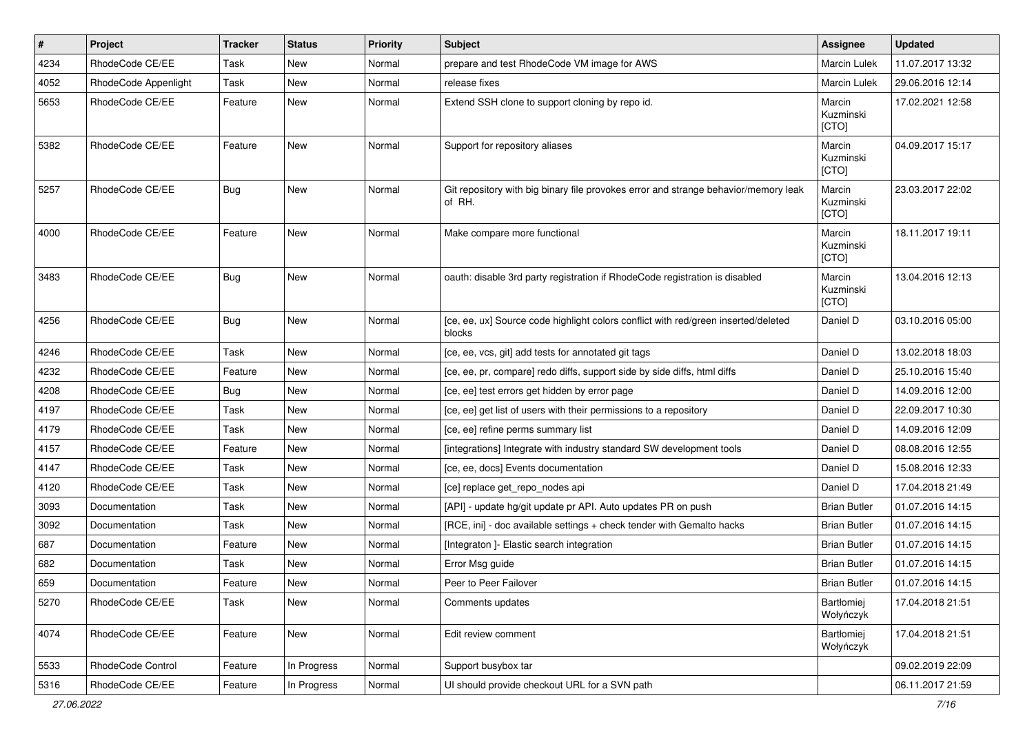| # | Project | Tracker | Status | Priority | Subject | Assignee | Updated |
|---|---|---|---|---|---|---|---|
| 4234 | RhodeCode CE/EE | Task | New | Normal | prepare and test RhodeCode VM image for AWS | Marcin Lulek | 11.07.2017 13:32 |
| 4052 | RhodeCode Appenlight | Task | New | Normal | release fixes | Marcin Lulek | 29.06.2016 12:14 |
| 5653 | RhodeCode CE/EE | Feature | New | Normal | Extend SSH clone to support cloning by repo id. | Marcin Kuzminski [CTO] | 17.02.2021 12:58 |
| 5382 | RhodeCode CE/EE | Feature | New | Normal | Support for repository aliases | Marcin Kuzminski [CTO] | 04.09.2017 15:17 |
| 5257 | RhodeCode CE/EE | Bug | New | Normal | Git repository with big binary file provokes error and strange behavior/memory leak of RH. | Marcin Kuzminski [CTO] | 23.03.2017 22:02 |
| 4000 | RhodeCode CE/EE | Feature | New | Normal | Make compare more functional | Marcin Kuzminski [CTO] | 18.11.2017 19:11 |
| 3483 | RhodeCode CE/EE | Bug | New | Normal | oauth: disable 3rd party registration if RhodeCode registration is disabled | Marcin Kuzminski [CTO] | 13.04.2016 12:13 |
| 4256 | RhodeCode CE/EE | Bug | New | Normal | [ce, ee, ux] Source code highlight colors conflict with red/green inserted/deleted blocks | Daniel D | 03.10.2016 05:00 |
| 4246 | RhodeCode CE/EE | Task | New | Normal | [ce, ee, vcs, git] add tests for annotated git tags | Daniel D | 13.02.2018 18:03 |
| 4232 | RhodeCode CE/EE | Feature | New | Normal | [ce, ee, pr, compare] redo diffs, support side by side diffs, html diffs | Daniel D | 25.10.2016 15:40 |
| 4208 | RhodeCode CE/EE | Bug | New | Normal | [ce, ee] test errors get hidden by error page | Daniel D | 14.09.2016 12:00 |
| 4197 | RhodeCode CE/EE | Task | New | Normal | [ce, ee] get list of users with their permissions to a repository | Daniel D | 22.09.2017 10:30 |
| 4179 | RhodeCode CE/EE | Task | New | Normal | [ce, ee] refine perms summary list | Daniel D | 14.09.2016 12:09 |
| 4157 | RhodeCode CE/EE | Feature | New | Normal | [integrations] Integrate with industry standard SW development tools | Daniel D | 08.08.2016 12:55 |
| 4147 | RhodeCode CE/EE | Task | New | Normal | [ce, ee, docs] Events documentation | Daniel D | 15.08.2016 12:33 |
| 4120 | RhodeCode CE/EE | Task | New | Normal | [ce] replace get_repo_nodes api | Daniel D | 17.04.2018 21:49 |
| 3093 | Documentation | Task | New | Normal | [API] - update hg/git update pr API. Auto updates PR on push | Brian Butler | 01.07.2016 14:15 |
| 3092 | Documentation | Task | New | Normal | [RCE, ini] - doc available settings + check tender with Gemalto hacks | Brian Butler | 01.07.2016 14:15 |
| 687 | Documentation | Feature | New | Normal | [Integraton ]- Elastic search integration | Brian Butler | 01.07.2016 14:15 |
| 682 | Documentation | Task | New | Normal | Error Msg guide | Brian Butler | 01.07.2016 14:15 |
| 659 | Documentation | Feature | New | Normal | Peer to Peer Failover | Brian Butler | 01.07.2016 14:15 |
| 5270 | RhodeCode CE/EE | Task | New | Normal | Comments updates | Bartłomiej Wołyńczyk | 17.04.2018 21:51 |
| 4074 | RhodeCode CE/EE | Feature | New | Normal | Edit review comment | Bartłomiej Wołyńczyk | 17.04.2018 21:51 |
| 5533 | RhodeCode Control | Feature | In Progress | Normal | Support busybox tar | | 09.02.2019 22:09 |
| 5316 | RhodeCode CE/EE | Feature | In Progress | Normal | UI should provide checkout URL for a SVN path | | 06.11.2017 21:59 |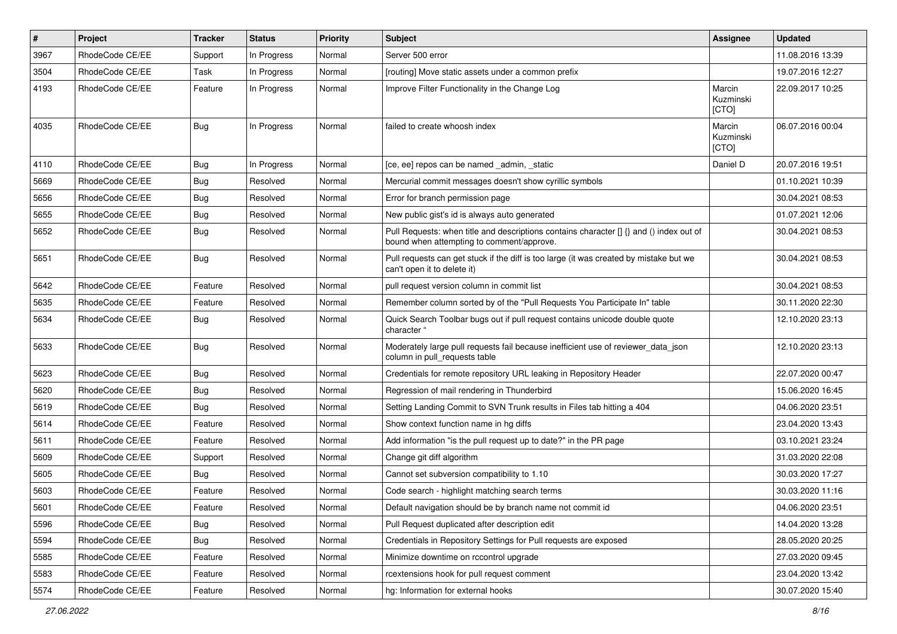| # | Project | Tracker | Status | Priority | Subject | Assignee | Updated |
| --- | --- | --- | --- | --- | --- | --- | --- |
| 3967 | RhodeCode CE/EE | Support | In Progress | Normal | Server 500 error | | 11.08.2016 13:39 |
| 3504 | RhodeCode CE/EE | Task | In Progress | Normal | [routing] Move static assets under a common prefix | | 19.07.2016 12:27 |
| 4193 | RhodeCode CE/EE | Feature | In Progress | Normal | Improve Filter Functionality in the Change Log | Marcin Kuzminski [CTO] | 22.09.2017 10:25 |
| 4035 | RhodeCode CE/EE | Bug | In Progress | Normal | failed to create whoosh index | Marcin Kuzminski [CTO] | 06.07.2016 00:04 |
| 4110 | RhodeCode CE/EE | Bug | In Progress | Normal | [ce, ee] repos can be named _admin, _static | Daniel D | 20.07.2016 19:51 |
| 5669 | RhodeCode CE/EE | Bug | Resolved | Normal | Mercurial commit messages doesn't show cyrillic symbols | | 01.10.2021 10:39 |
| 5656 | RhodeCode CE/EE | Bug | Resolved | Normal | Error for branch permission page | | 30.04.2021 08:53 |
| 5655 | RhodeCode CE/EE | Bug | Resolved | Normal | New public gist's id is always auto generated | | 01.07.2021 12:06 |
| 5652 | RhodeCode CE/EE | Bug | Resolved | Normal | Pull Requests: when title and descriptions contains character [] {} and () index out of bound when attempting to comment/approve. | | 30.04.2021 08:53 |
| 5651 | RhodeCode CE/EE | Bug | Resolved | Normal | Pull requests can get stuck if the diff is too large (it was created by mistake but we can't open it to delete it) | | 30.04.2021 08:53 |
| 5642 | RhodeCode CE/EE | Feature | Resolved | Normal | pull request version column in commit list | | 30.04.2021 08:53 |
| 5635 | RhodeCode CE/EE | Feature | Resolved | Normal | Remember column sorted by of the "Pull Requests You Participate In" table | | 30.11.2020 22:30 |
| 5634 | RhodeCode CE/EE | Bug | Resolved | Normal | Quick Search Toolbar bugs out if pull request contains unicode double quote character " | | 12.10.2020 23:13 |
| 5633 | RhodeCode CE/EE | Bug | Resolved | Normal | Moderately large pull requests fail because inefficient use of reviewer_data_json column in pull_requests table | | 12.10.2020 23:13 |
| 5623 | RhodeCode CE/EE | Bug | Resolved | Normal | Credentials for remote repository URL leaking in Repository Header | | 22.07.2020 00:47 |
| 5620 | RhodeCode CE/EE | Bug | Resolved | Normal | Regression of mail rendering in Thunderbird | | 15.06.2020 16:45 |
| 5619 | RhodeCode CE/EE | Bug | Resolved | Normal | Setting Landing Commit to SVN Trunk results in Files tab hitting a 404 | | 04.06.2020 23:51 |
| 5614 | RhodeCode CE/EE | Feature | Resolved | Normal | Show context function name in hg diffs | | 23.04.2020 13:43 |
| 5611 | RhodeCode CE/EE | Feature | Resolved | Normal | Add information "is the pull request up to date?" in the PR page | | 03.10.2021 23:24 |
| 5609 | RhodeCode CE/EE | Support | Resolved | Normal | Change git diff algorithm | | 31.03.2020 22:08 |
| 5605 | RhodeCode CE/EE | Bug | Resolved | Normal | Cannot set subversion compatibility to 1.10 | | 30.03.2020 17:27 |
| 5603 | RhodeCode CE/EE | Feature | Resolved | Normal | Code search - highlight matching search terms | | 30.03.2020 11:16 |
| 5601 | RhodeCode CE/EE | Feature | Resolved | Normal | Default navigation should be by branch name not commit id | | 04.06.2020 23:51 |
| 5596 | RhodeCode CE/EE | Bug | Resolved | Normal | Pull Request duplicated after description edit | | 14.04.2020 13:28 |
| 5594 | RhodeCode CE/EE | Bug | Resolved | Normal | Credentials in Repository Settings for Pull requests are exposed | | 28.05.2020 20:25 |
| 5585 | RhodeCode CE/EE | Feature | Resolved | Normal | Minimize downtime on rccontrol upgrade | | 27.03.2020 09:45 |
| 5583 | RhodeCode CE/EE | Feature | Resolved | Normal | rcextensions hook for pull request comment | | 23.04.2020 13:42 |
| 5574 | RhodeCode CE/EE | Feature | Resolved | Normal | hg: Information for external hooks | | 30.07.2020 15:40 |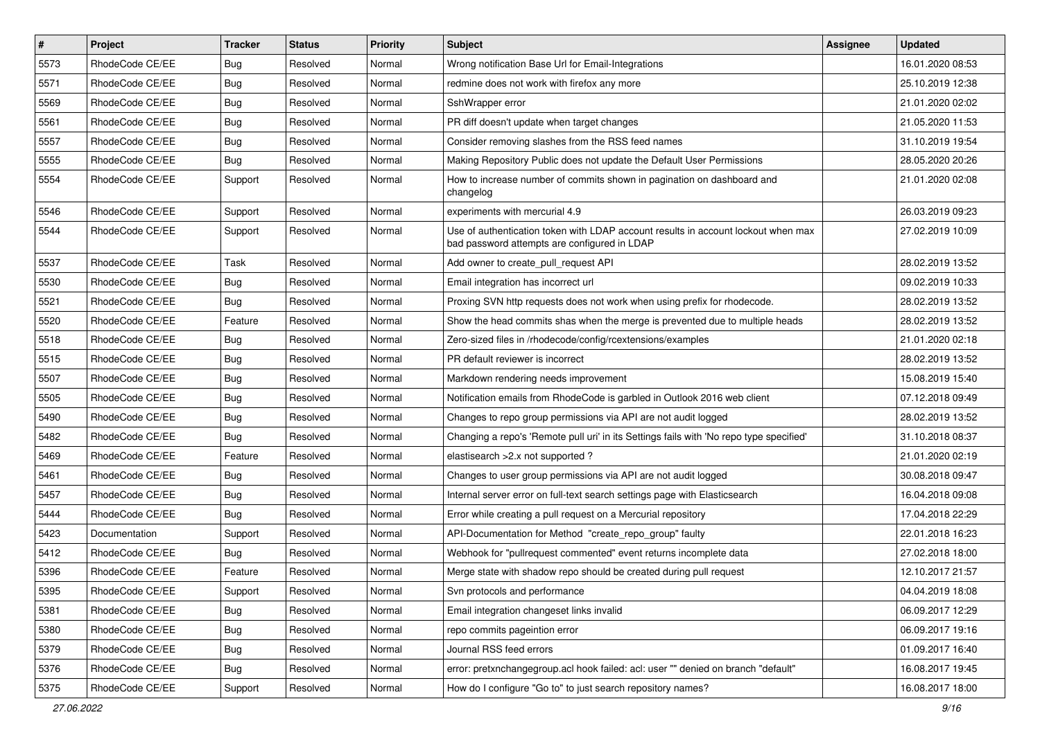| # | Project | Tracker | Status | Priority | Subject | Assignee | Updated |
|---|---|---|---|---|---|---|---|
| 5573 | RhodeCode CE/EE | Bug | Resolved | Normal | Wrong notification Base Url for Email-Integrations | | 16.01.2020 08:53 |
| 5571 | RhodeCode CE/EE | Bug | Resolved | Normal | redmine does not work with firefox any more | | 25.10.2019 12:38 |
| 5569 | RhodeCode CE/EE | Bug | Resolved | Normal | SshWrapper error | | 21.01.2020 02:02 |
| 5561 | RhodeCode CE/EE | Bug | Resolved | Normal | PR diff doesn't update when target changes | | 21.05.2020 11:53 |
| 5557 | RhodeCode CE/EE | Bug | Resolved | Normal | Consider removing slashes from the RSS feed names | | 31.10.2019 19:54 |
| 5555 | RhodeCode CE/EE | Bug | Resolved | Normal | Making Repository Public does not update the Default User Permissions | | 28.05.2020 20:26 |
| 5554 | RhodeCode CE/EE | Support | Resolved | Normal | How to increase number of commits shown in pagination on dashboard and changelog | | 21.01.2020 02:08 |
| 5546 | RhodeCode CE/EE | Support | Resolved | Normal | experiments with mercurial 4.9 | | 26.03.2019 09:23 |
| 5544 | RhodeCode CE/EE | Support | Resolved | Normal | Use of authentication token with LDAP account results in account lockout when max bad password attempts are configured in LDAP | | 27.02.2019 10:09 |
| 5537 | RhodeCode CE/EE | Task | Resolved | Normal | Add owner to create_pull_request API | | 28.02.2019 13:52 |
| 5530 | RhodeCode CE/EE | Bug | Resolved | Normal | Email integration has incorrect url | | 09.02.2019 10:33 |
| 5521 | RhodeCode CE/EE | Bug | Resolved | Normal | Proxing SVN http requests does not work when using prefix for rhodecode. | | 28.02.2019 13:52 |
| 5520 | RhodeCode CE/EE | Feature | Resolved | Normal | Show the head commits shas when the merge is prevented due to multiple heads | | 28.02.2019 13:52 |
| 5518 | RhodeCode CE/EE | Bug | Resolved | Normal | Zero-sized files in /rhodecode/config/rcextensions/examples | | 21.01.2020 02:18 |
| 5515 | RhodeCode CE/EE | Bug | Resolved | Normal | PR default reviewer is incorrect | | 28.02.2019 13:52 |
| 5507 | RhodeCode CE/EE | Bug | Resolved | Normal | Markdown rendering needs improvement | | 15.08.2019 15:40 |
| 5505 | RhodeCode CE/EE | Bug | Resolved | Normal | Notification emails from RhodeCode is garbled in Outlook 2016 web client | | 07.12.2018 09:49 |
| 5490 | RhodeCode CE/EE | Bug | Resolved | Normal | Changes to repo group permissions via API are not audit logged | | 28.02.2019 13:52 |
| 5482 | RhodeCode CE/EE | Bug | Resolved | Normal | Changing a repo's 'Remote pull uri' in its Settings fails with 'No repo type specified' | | 31.10.2018 08:37 |
| 5469 | RhodeCode CE/EE | Feature | Resolved | Normal | elastisearch >2.x not supported ? | | 21.01.2020 02:19 |
| 5461 | RhodeCode CE/EE | Bug | Resolved | Normal | Changes to user group permissions via API are not audit logged | | 30.08.2018 09:47 |
| 5457 | RhodeCode CE/EE | Bug | Resolved | Normal | Internal server error on full-text search settings page with Elasticsearch | | 16.04.2018 09:08 |
| 5444 | RhodeCode CE/EE | Bug | Resolved | Normal | Error while creating a pull request on a Mercurial repository | | 17.04.2018 22:29 |
| 5423 | Documentation | Support | Resolved | Normal | API-Documentation for Method "create_repo_group" faulty | | 22.01.2018 16:23 |
| 5412 | RhodeCode CE/EE | Bug | Resolved | Normal | Webhook for "pullrequest commented" event returns incomplete data | | 27.02.2018 18:00 |
| 5396 | RhodeCode CE/EE | Feature | Resolved | Normal | Merge state with shadow repo should be created during pull request | | 12.10.2017 21:57 |
| 5395 | RhodeCode CE/EE | Support | Resolved | Normal | Svn protocols and performance | | 04.04.2019 18:08 |
| 5381 | RhodeCode CE/EE | Bug | Resolved | Normal | Email integration changeset links invalid | | 06.09.2017 12:29 |
| 5380 | RhodeCode CE/EE | Bug | Resolved | Normal | repo commits pageintion error | | 06.09.2017 19:16 |
| 5379 | RhodeCode CE/EE | Bug | Resolved | Normal | Journal RSS feed errors | | 01.09.2017 16:40 |
| 5376 | RhodeCode CE/EE | Bug | Resolved | Normal | error: pretxnchangegroup.acl hook failed: acl: user "" denied on branch "default" | | 16.08.2017 19:45 |
| 5375 | RhodeCode CE/EE | Support | Resolved | Normal | How do I configure "Go to" to just search repository names? | | 16.08.2017 18:00 |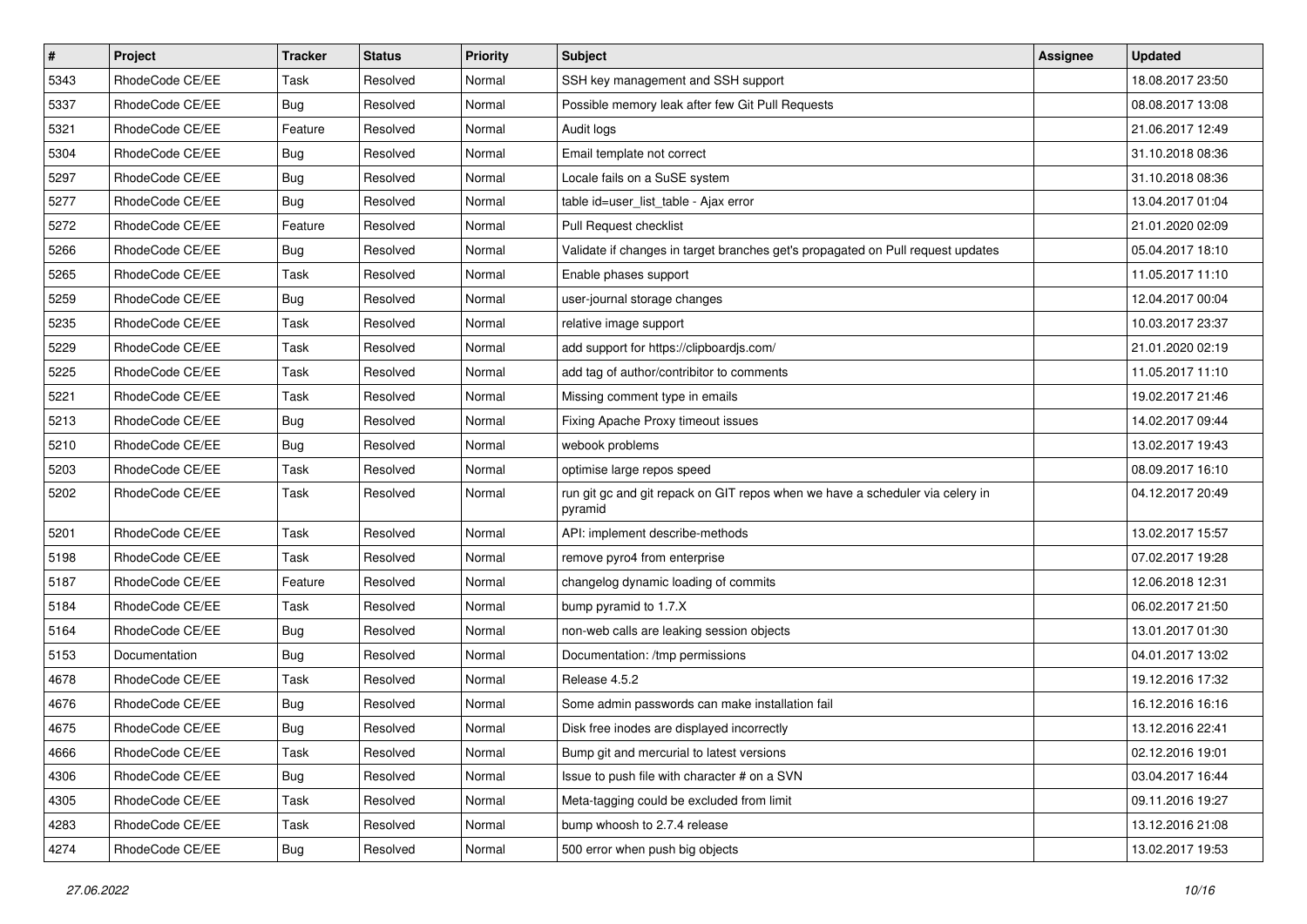| # | Project | Tracker | Status | Priority | Subject | Assignee | Updated |
| --- | --- | --- | --- | --- | --- | --- | --- |
| 5343 | RhodeCode CE/EE | Task | Resolved | Normal | SSH key management and SSH support | | 18.08.2017 23:50 |
| 5337 | RhodeCode CE/EE | Bug | Resolved | Normal | Possible memory leak after few Git Pull Requests | | 08.08.2017 13:08 |
| 5321 | RhodeCode CE/EE | Feature | Resolved | Normal | Audit logs | | 21.06.2017 12:49 |
| 5304 | RhodeCode CE/EE | Bug | Resolved | Normal | Email template not correct | | 31.10.2018 08:36 |
| 5297 | RhodeCode CE/EE | Bug | Resolved | Normal | Locale fails on a SuSE system | | 31.10.2018 08:36 |
| 5277 | RhodeCode CE/EE | Bug | Resolved | Normal | table id=user_list_table - Ajax error | | 13.04.2017 01:04 |
| 5272 | RhodeCode CE/EE | Feature | Resolved | Normal | Pull Request checklist | | 21.01.2020 02:09 |
| 5266 | RhodeCode CE/EE | Bug | Resolved | Normal | Validate if changes in target branches get's propagated on Pull request updates | | 05.04.2017 18:10 |
| 5265 | RhodeCode CE/EE | Task | Resolved | Normal | Enable phases support | | 11.05.2017 11:10 |
| 5259 | RhodeCode CE/EE | Bug | Resolved | Normal | user-journal storage changes | | 12.04.2017 00:04 |
| 5235 | RhodeCode CE/EE | Task | Resolved | Normal | relative image support | | 10.03.2017 23:37 |
| 5229 | RhodeCode CE/EE | Task | Resolved | Normal | add support for https://clipboardjs.com/ | | 21.01.2020 02:19 |
| 5225 | RhodeCode CE/EE | Task | Resolved | Normal | add tag of author/contribitor to comments | | 11.05.2017 11:10 |
| 5221 | RhodeCode CE/EE | Task | Resolved | Normal | Missing comment type in emails | | 19.02.2017 21:46 |
| 5213 | RhodeCode CE/EE | Bug | Resolved | Normal | Fixing Apache Proxy timeout issues | | 14.02.2017 09:44 |
| 5210 | RhodeCode CE/EE | Bug | Resolved | Normal | webook problems | | 13.02.2017 19:43 |
| 5203 | RhodeCode CE/EE | Task | Resolved | Normal | optimise large repos speed | | 08.09.2017 16:10 |
| 5202 | RhodeCode CE/EE | Task | Resolved | Normal | run git gc and git repack on GIT repos when we have a scheduler via celery in pyramid | | 04.12.2017 20:49 |
| 5201 | RhodeCode CE/EE | Task | Resolved | Normal | API: implement describe-methods | | 13.02.2017 15:57 |
| 5198 | RhodeCode CE/EE | Task | Resolved | Normal | remove pyro4 from enterprise | | 07.02.2017 19:28 |
| 5187 | RhodeCode CE/EE | Feature | Resolved | Normal | changelog dynamic loading of commits | | 12.06.2018 12:31 |
| 5184 | RhodeCode CE/EE | Task | Resolved | Normal | bump pyramid to 1.7.X | | 06.02.2017 21:50 |
| 5164 | RhodeCode CE/EE | Bug | Resolved | Normal | non-web calls are leaking session objects | | 13.01.2017 01:30 |
| 5153 | Documentation | Bug | Resolved | Normal | Documentation: /tmp permissions | | 04.01.2017 13:02 |
| 4678 | RhodeCode CE/EE | Task | Resolved | Normal | Release 4.5.2 | | 19.12.2016 17:32 |
| 4676 | RhodeCode CE/EE | Bug | Resolved | Normal | Some admin passwords can make installation fail | | 16.12.2016 16:16 |
| 4675 | RhodeCode CE/EE | Bug | Resolved | Normal | Disk free inodes are displayed incorrectly | | 13.12.2016 22:41 |
| 4666 | RhodeCode CE/EE | Task | Resolved | Normal | Bump git and mercurial to latest versions | | 02.12.2016 19:01 |
| 4306 | RhodeCode CE/EE | Bug | Resolved | Normal | Issue to push file with character # on a SVN | | 03.04.2017 16:44 |
| 4305 | RhodeCode CE/EE | Task | Resolved | Normal | Meta-tagging could be excluded from limit | | 09.11.2016 19:27 |
| 4283 | RhodeCode CE/EE | Task | Resolved | Normal | bump whoosh to 2.7.4 release | | 13.12.2016 21:08 |
| 4274 | RhodeCode CE/EE | Bug | Resolved | Normal | 500 error when push big objects | | 13.02.2017 19:53 |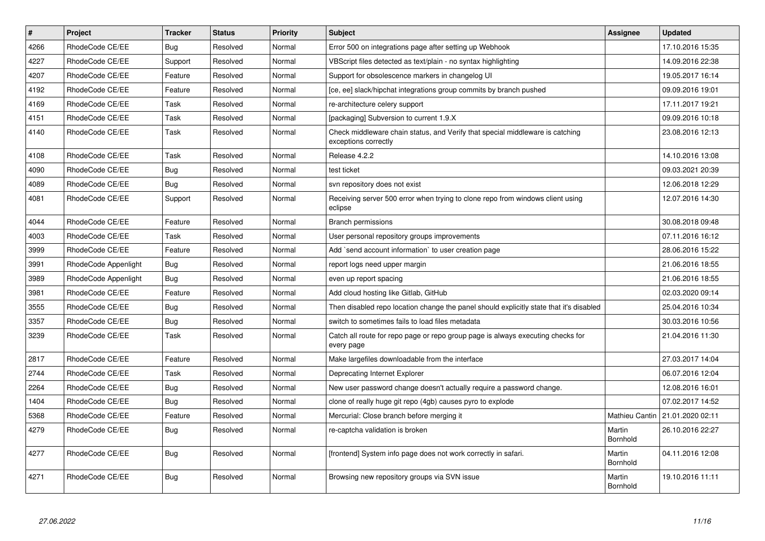| # | Project | Tracker | Status | Priority | Subject | Assignee | Updated |
|---|---|---|---|---|---|---|---|
| 4266 | RhodeCode CE/EE | Bug | Resolved | Normal | Error 500 on integrations page after setting up Webhook | | 17.10.2016 15:35 |
| 4227 | RhodeCode CE/EE | Support | Resolved | Normal | VBScript files detected as text/plain - no syntax highlighting | | 14.09.2016 22:38 |
| 4207 | RhodeCode CE/EE | Feature | Resolved | Normal | Support for obsolescence markers in changelog UI | | 19.05.2017 16:14 |
| 4192 | RhodeCode CE/EE | Feature | Resolved | Normal | [ce, ee] slack/hipchat integrations group commits by branch pushed | | 09.09.2016 19:01 |
| 4169 | RhodeCode CE/EE | Task | Resolved | Normal | re-architecture celery support | | 17.11.2017 19:21 |
| 4151 | RhodeCode CE/EE | Task | Resolved | Normal | [packaging] Subversion to current 1.9.X | | 09.09.2016 10:18 |
| 4140 | RhodeCode CE/EE | Task | Resolved | Normal | Check middleware chain status, and Verify that special middleware is catching exceptions correctly | | 23.08.2016 12:13 |
| 4108 | RhodeCode CE/EE | Task | Resolved | Normal | Release 4.2.2 | | 14.10.2016 13:08 |
| 4090 | RhodeCode CE/EE | Bug | Resolved | Normal | test ticket | | 09.03.2021 20:39 |
| 4089 | RhodeCode CE/EE | Bug | Resolved | Normal | svn repository does not exist | | 12.06.2018 12:29 |
| 4081 | RhodeCode CE/EE | Support | Resolved | Normal | Receiving server 500 error when trying to clone repo from windows client using eclipse | | 12.07.2016 14:30 |
| 4044 | RhodeCode CE/EE | Feature | Resolved | Normal | Branch permissions | | 30.08.2018 09:48 |
| 4003 | RhodeCode CE/EE | Task | Resolved | Normal | User personal repository groups improvements | | 07.11.2016 16:12 |
| 3999 | RhodeCode CE/EE | Feature | Resolved | Normal | Add `send account information` to user creation page | | 28.06.2016 15:22 |
| 3991 | RhodeCode Appenlight | Bug | Resolved | Normal | report logs need upper margin | | 21.06.2016 18:55 |
| 3989 | RhodeCode Appenlight | Bug | Resolved | Normal | even up report spacing | | 21.06.2016 18:55 |
| 3981 | RhodeCode CE/EE | Feature | Resolved | Normal | Add cloud hosting like Gitlab, GitHub | | 02.03.2020 09:14 |
| 3555 | RhodeCode CE/EE | Bug | Resolved | Normal | Then disabled repo location change the panel should explicitly state that it's disabled | | 25.04.2016 10:34 |
| 3357 | RhodeCode CE/EE | Bug | Resolved | Normal | switch to sometimes fails to load files metadata | | 30.03.2016 10:56 |
| 3239 | RhodeCode CE/EE | Task | Resolved | Normal | Catch all route for repo page or repo group page is always executing checks for every page | | 21.04.2016 11:30 |
| 2817 | RhodeCode CE/EE | Feature | Resolved | Normal | Make largefiles downloadable from the interface | | 27.03.2017 14:04 |
| 2744 | RhodeCode CE/EE | Task | Resolved | Normal | Deprecating Internet Explorer | | 06.07.2016 12:04 |
| 2264 | RhodeCode CE/EE | Bug | Resolved | Normal | New user password change doesn't actually require a password change. | | 12.08.2016 16:01 |
| 1404 | RhodeCode CE/EE | Bug | Resolved | Normal | clone of really huge git repo (4gb) causes pyro to explode | | 07.02.2017 14:52 |
| 5368 | RhodeCode CE/EE | Feature | Resolved | Normal | Mercurial: Close branch before merging it | Mathieu Cantin | 21.01.2020 02:11 |
| 4279 | RhodeCode CE/EE | Bug | Resolved | Normal | re-captcha validation is broken | Martin Bornhold | 26.10.2016 22:27 |
| 4277 | RhodeCode CE/EE | Bug | Resolved | Normal | [frontend] System info page does not work correctly in safari. | Martin Bornhold | 04.11.2016 12:08 |
| 4271 | RhodeCode CE/EE | Bug | Resolved | Normal | Browsing new repository groups via SVN issue | Martin Bornhold | 19.10.2016 11:11 |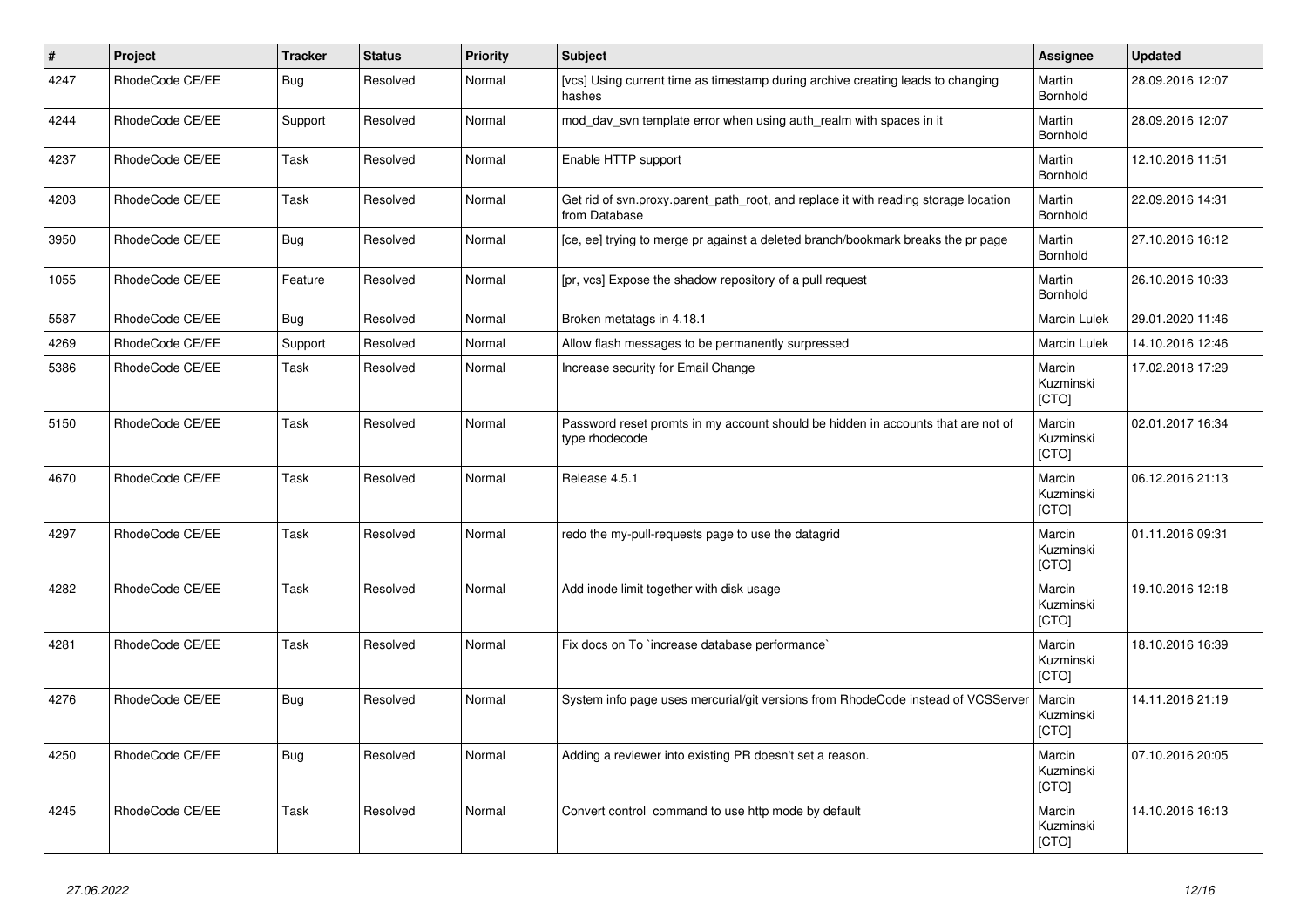| # | Project | Tracker | Status | Priority | Subject | Assignee | Updated |
|---|---|---|---|---|---|---|---|
| 4247 | RhodeCode CE/EE | Bug | Resolved | Normal | [vcs] Using current time as timestamp during archive creating leads to changing hashes | Martin Bornhold | 28.09.2016 12:07 |
| 4244 | RhodeCode CE/EE | Support | Resolved | Normal | mod_dav_svn template error when using auth_realm with spaces in it | Martin Bornhold | 28.09.2016 12:07 |
| 4237 | RhodeCode CE/EE | Task | Resolved | Normal | Enable HTTP support | Martin Bornhold | 12.10.2016 11:51 |
| 4203 | RhodeCode CE/EE | Task | Resolved | Normal | Get rid of svn.proxy.parent_path_root, and replace it with reading storage location from Database | Martin Bornhold | 22.09.2016 14:31 |
| 3950 | RhodeCode CE/EE | Bug | Resolved | Normal | [ce, ee] trying to merge pr against a deleted branch/bookmark breaks the pr page | Martin Bornhold | 27.10.2016 16:12 |
| 1055 | RhodeCode CE/EE | Feature | Resolved | Normal | [pr, vcs] Expose the shadow repository of a pull request | Martin Bornhold | 26.10.2016 10:33 |
| 5587 | RhodeCode CE/EE | Bug | Resolved | Normal | Broken metatags in 4.18.1 | Marcin Lulek | 29.01.2020 11:46 |
| 4269 | RhodeCode CE/EE | Support | Resolved | Normal | Allow flash messages to be permanently surpressed | Marcin Lulek | 14.10.2016 12:46 |
| 5386 | RhodeCode CE/EE | Task | Resolved | Normal | Increase security for Email Change | Marcin Kuzminski [CTO] | 17.02.2018 17:29 |
| 5150 | RhodeCode CE/EE | Task | Resolved | Normal | Password reset promts in my account should be hidden in accounts that are not of type rhodecode | Marcin Kuzminski [CTO] | 02.01.2017 16:34 |
| 4670 | RhodeCode CE/EE | Task | Resolved | Normal | Release 4.5.1 | Marcin Kuzminski [CTO] | 06.12.2016 21:13 |
| 4297 | RhodeCode CE/EE | Task | Resolved | Normal | redo the my-pull-requests page to use the datagrid | Marcin Kuzminski [CTO] | 01.11.2016 09:31 |
| 4282 | RhodeCode CE/EE | Task | Resolved | Normal | Add inode limit together with disk usage | Marcin Kuzminski [CTO] | 19.10.2016 12:18 |
| 4281 | RhodeCode CE/EE | Task | Resolved | Normal | Fix docs on To `increase database performance` | Marcin Kuzminski [CTO] | 18.10.2016 16:39 |
| 4276 | RhodeCode CE/EE | Bug | Resolved | Normal | System info page uses mercurial/git versions from RhodeCode instead of VCSServer | Marcin Kuzminski [CTO] | 14.11.2016 21:19 |
| 4250 | RhodeCode CE/EE | Bug | Resolved | Normal | Adding a reviewer into existing PR doesn't set a reason. | Marcin Kuzminski [CTO] | 07.10.2016 20:05 |
| 4245 | RhodeCode CE/EE | Task | Resolved | Normal | Convert control  command to use http mode by default | Marcin Kuzminski [CTO] | 14.10.2016 16:13 |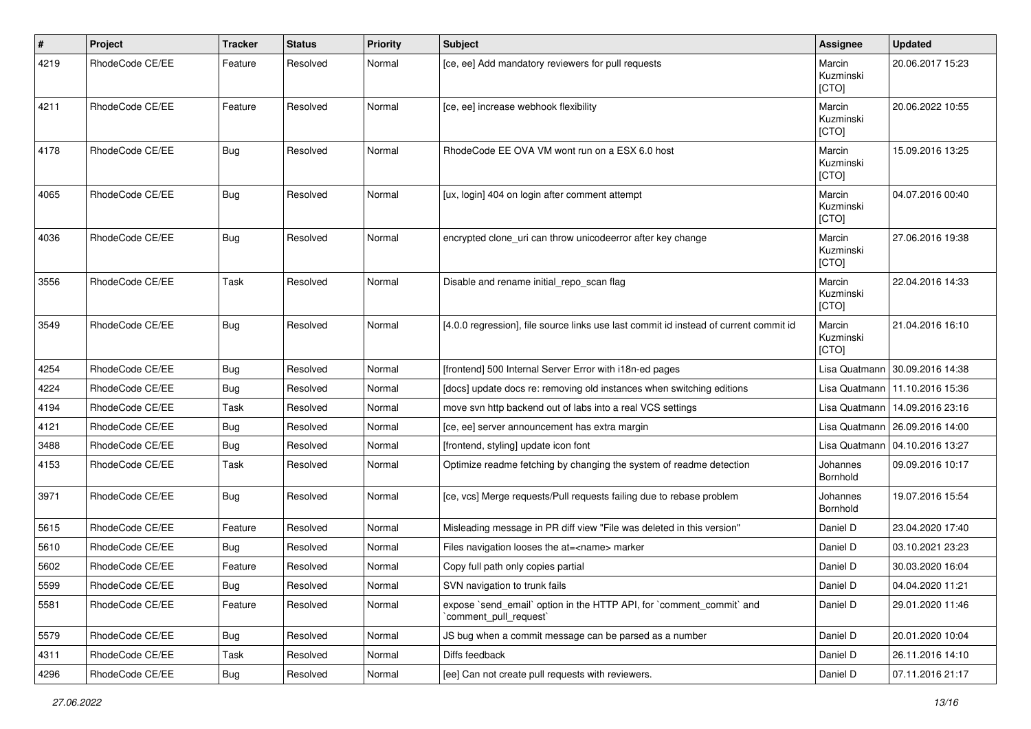| # | Project | Tracker | Status | Priority | Subject | Assignee | Updated |
| --- | --- | --- | --- | --- | --- | --- | --- |
| 4219 | RhodeCode CE/EE | Feature | Resolved | Normal | [ce, ee] Add mandatory reviewers for pull requests | Marcin Kuzminski [CTO] | 20.06.2017 15:23 |
| 4211 | RhodeCode CE/EE | Feature | Resolved | Normal | [ce, ee] increase webhook flexibility | Marcin Kuzminski [CTO] | 20.06.2022 10:55 |
| 4178 | RhodeCode CE/EE | Bug | Resolved | Normal | RhodeCode EE OVA VM wont run on a ESX 6.0 host | Marcin Kuzminski [CTO] | 15.09.2016 13:25 |
| 4065 | RhodeCode CE/EE | Bug | Resolved | Normal | [ux, login] 404 on login after comment attempt | Marcin Kuzminski [CTO] | 04.07.2016 00:40 |
| 4036 | RhodeCode CE/EE | Bug | Resolved | Normal | encrypted clone_uri can throw unicodeerror after key change | Marcin Kuzminski [CTO] | 27.06.2016 19:38 |
| 3556 | RhodeCode CE/EE | Task | Resolved | Normal | Disable and rename initial_repo_scan flag | Marcin Kuzminski [CTO] | 22.04.2016 14:33 |
| 3549 | RhodeCode CE/EE | Bug | Resolved | Normal | [4.0.0 regression], file source links use last commit id instead of current commit id | Marcin Kuzminski [CTO] | 21.04.2016 16:10 |
| 4254 | RhodeCode CE/EE | Bug | Resolved | Normal | [frontend] 500 Internal Server Error with i18n-ed pages | Lisa Quatmann | 30.09.2016 14:38 |
| 4224 | RhodeCode CE/EE | Bug | Resolved | Normal | [docs] update docs re: removing old instances when switching editions | Lisa Quatmann | 11.10.2016 15:36 |
| 4194 | RhodeCode CE/EE | Task | Resolved | Normal | move svn http backend out of labs into a real VCS settings | Lisa Quatmann | 14.09.2016 23:16 |
| 4121 | RhodeCode CE/EE | Bug | Resolved | Normal | [ce, ee] server announcement has extra margin | Lisa Quatmann | 26.09.2016 14:00 |
| 3488 | RhodeCode CE/EE | Bug | Resolved | Normal | [frontend, styling] update icon font | Lisa Quatmann | 04.10.2016 13:27 |
| 4153 | RhodeCode CE/EE | Task | Resolved | Normal | Optimize readme fetching by changing the system of readme detection | Johannes Bornhold | 09.09.2016 10:17 |
| 3971 | RhodeCode CE/EE | Bug | Resolved | Normal | [ce, vcs] Merge requests/Pull requests failing due to rebase problem | Johannes Bornhold | 19.07.2016 15:54 |
| 5615 | RhodeCode CE/EE | Feature | Resolved | Normal | Misleading message in PR diff view "File was deleted in this version" | Daniel D | 23.04.2020 17:40 |
| 5610 | RhodeCode CE/EE | Bug | Resolved | Normal | Files navigation looses the at=<name> marker | Daniel D | 03.10.2021 23:23 |
| 5602 | RhodeCode CE/EE | Feature | Resolved | Normal | Copy full path only copies partial | Daniel D | 30.03.2020 16:04 |
| 5599 | RhodeCode CE/EE | Bug | Resolved | Normal | SVN navigation to trunk fails | Daniel D | 04.04.2020 11:21 |
| 5581 | RhodeCode CE/EE | Feature | Resolved | Normal | expose `send_email` option in the HTTP API, for `comment_commit` and `comment_pull_request` | Daniel D | 29.01.2020 11:46 |
| 5579 | RhodeCode CE/EE | Bug | Resolved | Normal | JS bug when a commit message can be parsed as a number | Daniel D | 20.01.2020 10:04 |
| 4311 | RhodeCode CE/EE | Task | Resolved | Normal | Diffs feedback | Daniel D | 26.11.2016 14:10 |
| 4296 | RhodeCode CE/EE | Bug | Resolved | Normal | [ee] Can not create pull requests with reviewers. | Daniel D | 07.11.2016 21:17 |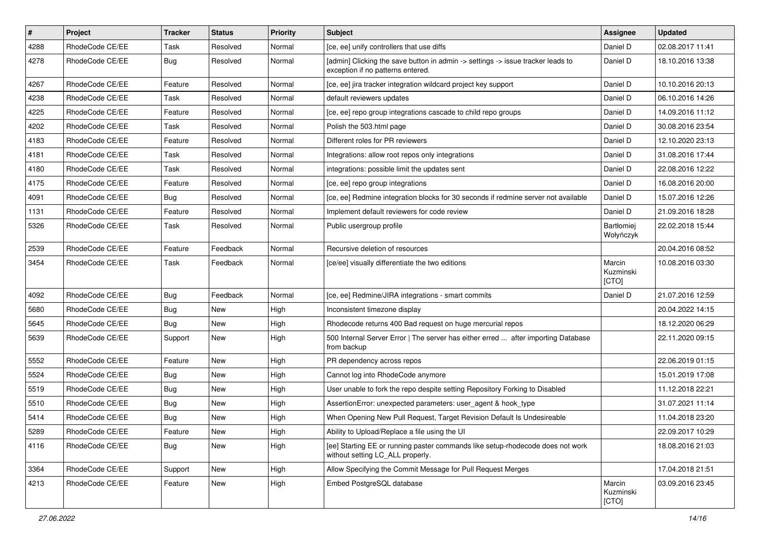| # | Project | Tracker | Status | Priority | Subject | Assignee | Updated |
|---|---|---|---|---|---|---|---|
| 4288 | RhodeCode CE/EE | Task | Resolved | Normal | [ce, ee] unify controllers that use diffs | Daniel D | 02.08.2017 11:41 |
| 4278 | RhodeCode CE/EE | Bug | Resolved | Normal | [admin] Clicking the save button in admin -> settings -> issue tracker leads to exception if no patterns entered. | Daniel D | 18.10.2016 13:38 |
| 4267 | RhodeCode CE/EE | Feature | Resolved | Normal | [ce, ee] jira tracker integration wildcard project key support | Daniel D | 10.10.2016 20:13 |
| 4238 | RhodeCode CE/EE | Task | Resolved | Normal | default reviewers updates | Daniel D | 06.10.2016 14:26 |
| 4225 | RhodeCode CE/EE | Feature | Resolved | Normal | [ce, ee] repo group integrations cascade to child repo groups | Daniel D | 14.09.2016 11:12 |
| 4202 | RhodeCode CE/EE | Task | Resolved | Normal | Polish the 503.html page | Daniel D | 30.08.2016 23:54 |
| 4183 | RhodeCode CE/EE | Feature | Resolved | Normal | Different roles for PR reviewers | Daniel D | 12.10.2020 23:13 |
| 4181 | RhodeCode CE/EE | Task | Resolved | Normal | Integrations: allow root repos only integrations | Daniel D | 31.08.2016 17:44 |
| 4180 | RhodeCode CE/EE | Task | Resolved | Normal | integrations: possible limit the updates sent | Daniel D | 22.08.2016 12:22 |
| 4175 | RhodeCode CE/EE | Feature | Resolved | Normal | [ce, ee] repo group integrations | Daniel D | 16.08.2016 20:00 |
| 4091 | RhodeCode CE/EE | Bug | Resolved | Normal | [ce, ee] Redmine integration blocks for 30 seconds if redmine server not available | Daniel D | 15.07.2016 12:26 |
| 1131 | RhodeCode CE/EE | Feature | Resolved | Normal | Implement default reviewers for code review | Daniel D | 21.09.2016 18:28 |
| 5326 | RhodeCode CE/EE | Task | Resolved | Normal | Public usergroup profile | Bartłomiej Wołyńczyk | 22.02.2018 15:44 |
| 2539 | RhodeCode CE/EE | Feature | Feedback | Normal | Recursive deletion of resources | | 20.04.2016 08:52 |
| 3454 | RhodeCode CE/EE | Task | Feedback | Normal | [ce/ee] visually differentiate the two editions | Marcin Kuzminski [CTO] | 10.08.2016 03:30 |
| 4092 | RhodeCode CE/EE | Bug | Feedback | Normal | [ce, ee] Redmine/JIRA integrations - smart commits | Daniel D | 21.07.2016 12:59 |
| 5680 | RhodeCode CE/EE | Bug | New | High | Inconsistent timezone display | | 20.04.2022 14:15 |
| 5645 | RhodeCode CE/EE | Bug | New | High | Rhodecode returns 400 Bad request on huge mercurial repos | | 18.12.2020 06:29 |
| 5639 | RhodeCode CE/EE | Support | New | High | 500 Internal Server Error \| The server has either erred ... after importing Database from backup | | 22.11.2020 09:15 |
| 5552 | RhodeCode CE/EE | Feature | New | High | PR dependency across repos | | 22.06.2019 01:15 |
| 5524 | RhodeCode CE/EE | Bug | New | High | Cannot log into RhodeCode anymore | | 15.01.2019 17:08 |
| 5519 | RhodeCode CE/EE | Bug | New | High | User unable to fork the repo despite setting Repository Forking to Disabled | | 11.12.2018 22:21 |
| 5510 | RhodeCode CE/EE | Bug | New | High | AssertionError: unexpected parameters: user_agent & hook_type | | 31.07.2021 11:14 |
| 5414 | RhodeCode CE/EE | Bug | New | High | When Opening New Pull Request, Target Revision Default Is Undesireable | | 11.04.2018 23:20 |
| 5289 | RhodeCode CE/EE | Feature | New | High | Ability to Upload/Replace a file using the UI | | 22.09.2017 10:29 |
| 4116 | RhodeCode CE/EE | Bug | New | High | [ee] Starting EE or running paster commands like setup-rhodecode does not work without setting LC_ALL properly. | | 18.08.2016 21:03 |
| 3364 | RhodeCode CE/EE | Support | New | High | Allow Specifying the Commit Message for Pull Request Merges | | 17.04.2018 21:51 |
| 4213 | RhodeCode CE/EE | Feature | New | High | Embed PostgreSQL database | Marcin Kuzminski [CTO] | 03.09.2016 23:45 |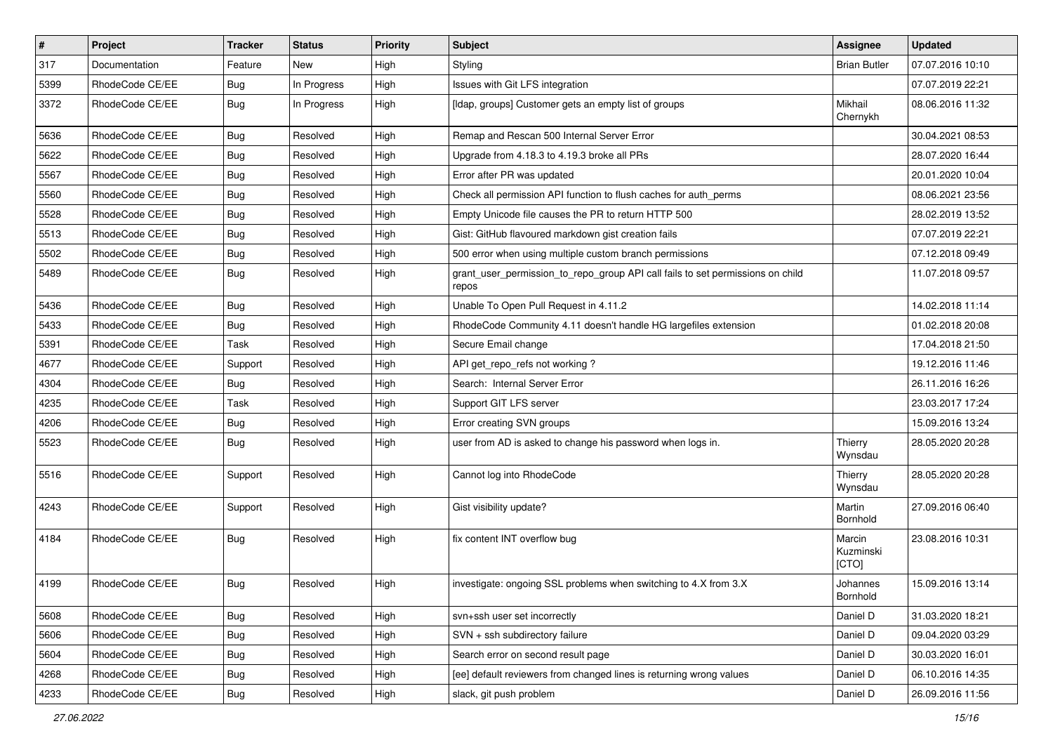| # | Project | Tracker | Status | Priority | Subject | Assignee | Updated |
|---|---|---|---|---|---|---|---|
| 317 | Documentation | Feature | New | High | Styling | Brian Butler | 07.07.2016 10:10 |
| 5399 | RhodeCode CE/EE | Bug | In Progress | High | Issues with Git LFS integration | | 07.07.2019 22:21 |
| 3372 | RhodeCode CE/EE | Bug | In Progress | High | [ldap, groups] Customer gets an empty list of groups | Mikhail Chernykh | 08.06.2016 11:32 |
| 5636 | RhodeCode CE/EE | Bug | Resolved | High | Remap and Rescan 500 Internal Server Error | | 30.04.2021 08:53 |
| 5622 | RhodeCode CE/EE | Bug | Resolved | High | Upgrade from 4.18.3 to 4.19.3 broke all PRs | | 28.07.2020 16:44 |
| 5567 | RhodeCode CE/EE | Bug | Resolved | High | Error after PR was updated | | 20.01.2020 10:04 |
| 5560 | RhodeCode CE/EE | Bug | Resolved | High | Check all permission API function to flush caches for auth_perms | | 08.06.2021 23:56 |
| 5528 | RhodeCode CE/EE | Bug | Resolved | High | Empty Unicode file causes the PR to return HTTP 500 | | 28.02.2019 13:52 |
| 5513 | RhodeCode CE/EE | Bug | Resolved | High | Gist: GitHub flavoured markdown gist creation fails | | 07.07.2019 22:21 |
| 5502 | RhodeCode CE/EE | Bug | Resolved | High | 500 error when using multiple custom branch permissions | | 07.12.2018 09:49 |
| 5489 | RhodeCode CE/EE | Bug | Resolved | High | grant_user_permission_to_repo_group API call fails to set permissions on child repos | | 11.07.2018 09:57 |
| 5436 | RhodeCode CE/EE | Bug | Resolved | High | Unable To Open Pull Request in 4.11.2 | | 14.02.2018 11:14 |
| 5433 | RhodeCode CE/EE | Bug | Resolved | High | RhodeCode Community 4.11 doesn't handle HG largefiles extension | | 01.02.2018 20:08 |
| 5391 | RhodeCode CE/EE | Task | Resolved | High | Secure Email change | | 17.04.2018 21:50 |
| 4677 | RhodeCode CE/EE | Support | Resolved | High | API get_repo_refs not working ? | | 19.12.2016 11:46 |
| 4304 | RhodeCode CE/EE | Bug | Resolved | High | Search: Internal Server Error | | 26.11.2016 16:26 |
| 4235 | RhodeCode CE/EE | Task | Resolved | High | Support GIT LFS server | | 23.03.2017 17:24 |
| 4206 | RhodeCode CE/EE | Bug | Resolved | High | Error creating SVN groups | | 15.09.2016 13:24 |
| 5523 | RhodeCode CE/EE | Bug | Resolved | High | user from AD is asked to change his password when logs in. | Thierry Wynsdau | 28.05.2020 20:28 |
| 5516 | RhodeCode CE/EE | Support | Resolved | High | Cannot log into RhodeCode | Thierry Wynsdau | 28.05.2020 20:28 |
| 4243 | RhodeCode CE/EE | Support | Resolved | High | Gist visibility update? | Martin Bornhold | 27.09.2016 06:40 |
| 4184 | RhodeCode CE/EE | Bug | Resolved | High | fix content INT overflow bug | Marcin Kuzminski [CTO] | 23.08.2016 10:31 |
| 4199 | RhodeCode CE/EE | Bug | Resolved | High | investigate: ongoing SSL problems when switching to 4.X from 3.X | Johannes Bornhold | 15.09.2016 13:14 |
| 5608 | RhodeCode CE/EE | Bug | Resolved | High | svn+ssh user set incorrectly | Daniel D | 31.03.2020 18:21 |
| 5606 | RhodeCode CE/EE | Bug | Resolved | High | SVN + ssh subdirectory failure | Daniel D | 09.04.2020 03:29 |
| 5604 | RhodeCode CE/EE | Bug | Resolved | High | Search error on second result page | Daniel D | 30.03.2020 16:01 |
| 4268 | RhodeCode CE/EE | Bug | Resolved | High | [ee] default reviewers from changed lines is returning wrong values | Daniel D | 06.10.2016 14:35 |
| 4233 | RhodeCode CE/EE | Bug | Resolved | High | slack, git push problem | Daniel D | 26.09.2016 11:56 |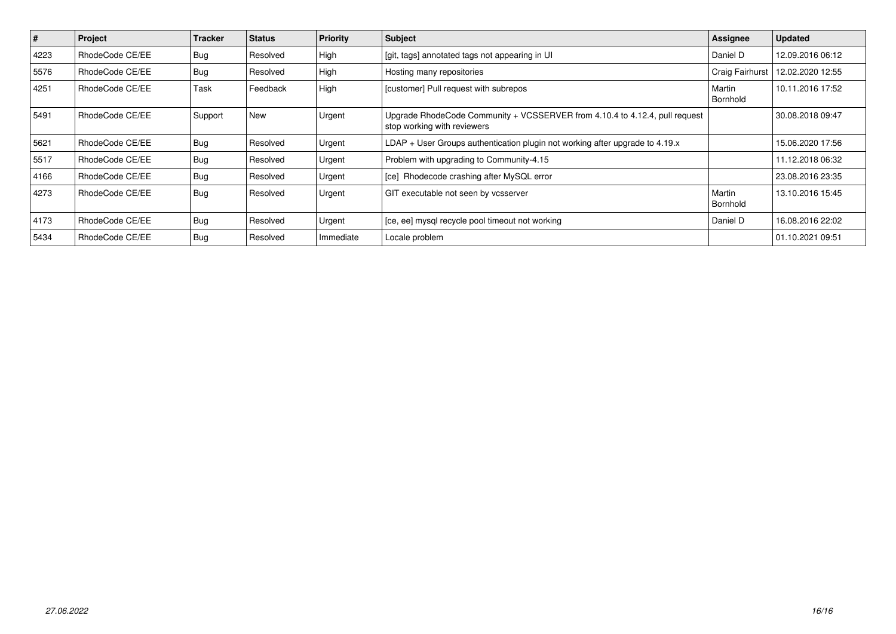| # | Project | Tracker | Status | Priority | Subject | Assignee | Updated |
|---|---|---|---|---|---|---|---|
| 4223 | RhodeCode CE/EE | Bug | Resolved | High | [git, tags] annotated tags not appearing in UI | Daniel D | 12.09.2016 06:12 |
| 5576 | RhodeCode CE/EE | Bug | Resolved | High | Hosting many repositories | Craig Fairhurst | 12.02.2020 12:55 |
| 4251 | RhodeCode CE/EE | Task | Feedback | High | [customer] Pull request with subrepos | Martin Bornhold | 10.11.2016 17:52 |
| 5491 | RhodeCode CE/EE | Support | New | Urgent | Upgrade RhodeCode Community + VCSSERVER from 4.10.4 to 4.12.4, pull request stop working with reviewers | | 30.08.2018 09:47 |
| 5621 | RhodeCode CE/EE | Bug | Resolved | Urgent | LDAP + User Groups authentication plugin not working after upgrade to 4.19.x | | 15.06.2020 17:56 |
| 5517 | RhodeCode CE/EE | Bug | Resolved | Urgent | Problem with upgrading to Community-4.15 | | 11.12.2018 06:32 |
| 4166 | RhodeCode CE/EE | Bug | Resolved | Urgent | [ce] Rhodecode crashing after MySQL error | | 23.08.2016 23:35 |
| 4273 | RhodeCode CE/EE | Bug | Resolved | Urgent | GIT executable not seen by vcsserver | Martin Bornhold | 13.10.2016 15:45 |
| 4173 | RhodeCode CE/EE | Bug | Resolved | Urgent | [ce, ee] mysql recycle pool timeout not working | Daniel D | 16.08.2016 22:02 |
| 5434 | RhodeCode CE/EE | Bug | Resolved | Immediate | Locale problem | | 01.10.2021 09:51 |